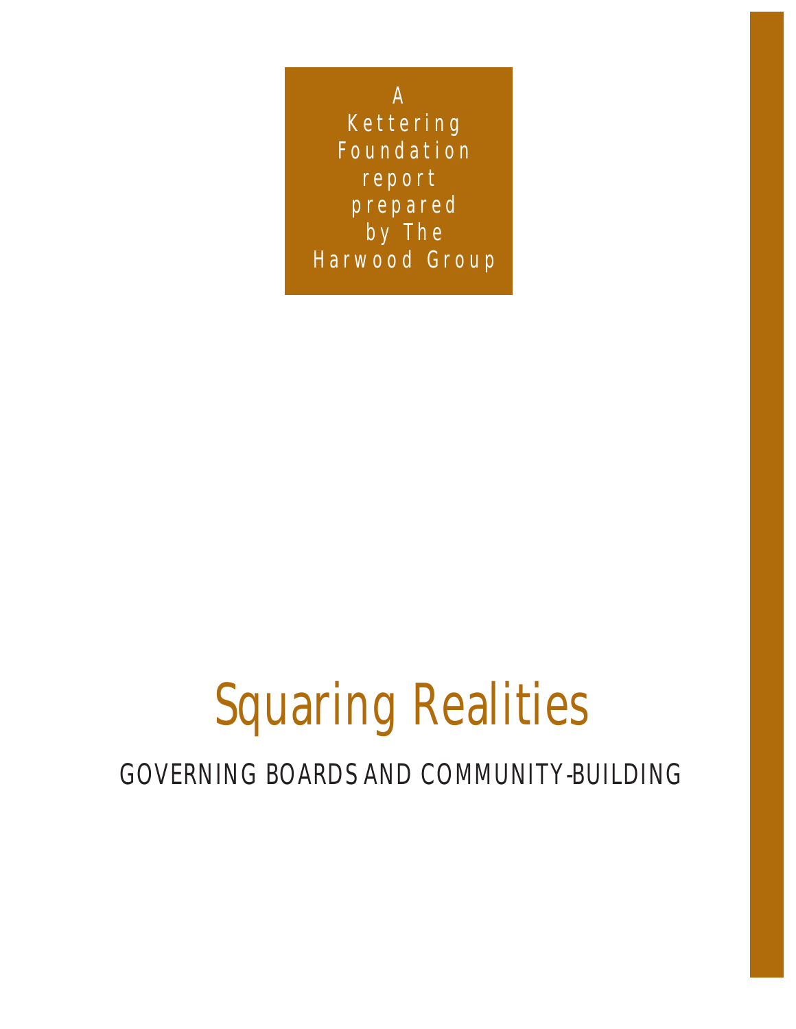A Kettering Foundation report prepared by The Harwood Group

# Squaring Realities

## GOVERNING BOARDS AND COMMUNITY-BUILDING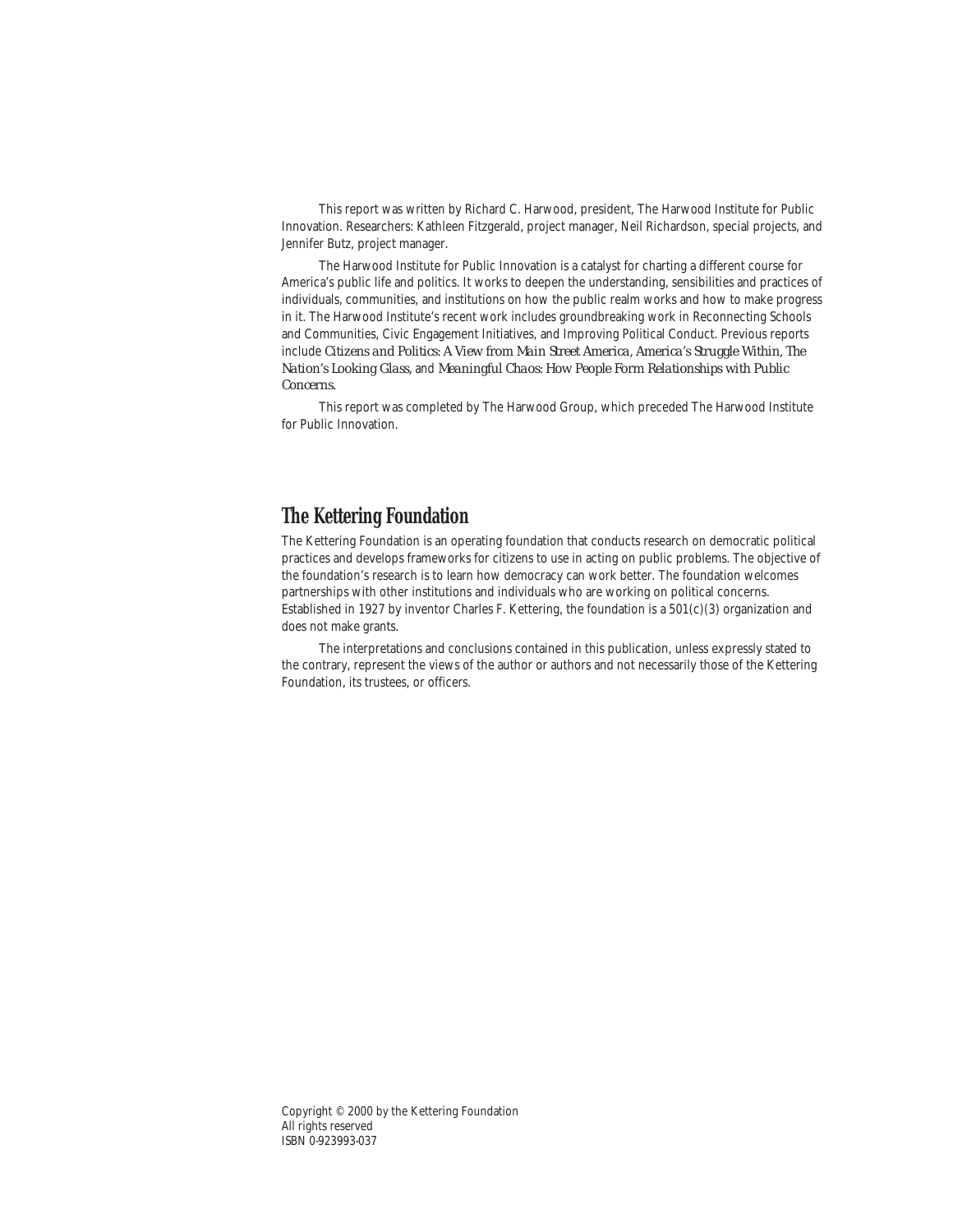This report was written by Richard C. Harwood, president, The Harwood Institute for Public Innovation. Researchers: Kathleen Fitzgerald, project manager, Neil Richardson, special projects, and Jennifer Butz, project manager.

The Harwood Institute for Public Innovation is a catalyst for charting a different course for America's public life and politics. It works to deepen the understanding, sensibilities and practices of individuals, communities, and institutions on how the public realm works and how to make progress in it. The Harwood Institute's recent work includes groundbreaking work in Reconnecting Schools and Communities, Civic Engagement Initiatives, and Improving Political Conduct. Previous reports include *Citizens and Politics: A View from Main Street America*, *America's Struggle Within, The Nation's Looking Glass*, and *Meaningful Chaos: How People Form Relationships with Public Concerns*.

This report was completed by The Harwood Group, which preceded The Harwood Institute for Public Innovation.

## The Kettering Foundation

The Kettering Foundation is an operating foundation that conducts research on democratic political practices and develops frameworks for citizens to use in acting on public problems. The objective of the foundation's research is to learn how democracy can work better. The foundation welcomes partnerships with other institutions and individuals who are working on political concerns. Established in 1927 by inventor Charles F. Kettering, the foundation is a 501(c)(3) organization and does not make grants.

The interpretations and conclusions contained in this publication, unless expressly stated to the contrary, represent the views of the author or authors and not necessarily those of the Kettering Foundation, its trustees, or officers.

Copyright © 2000 by the Kettering Foundation
All rights reserved
ISBN 0-923993-037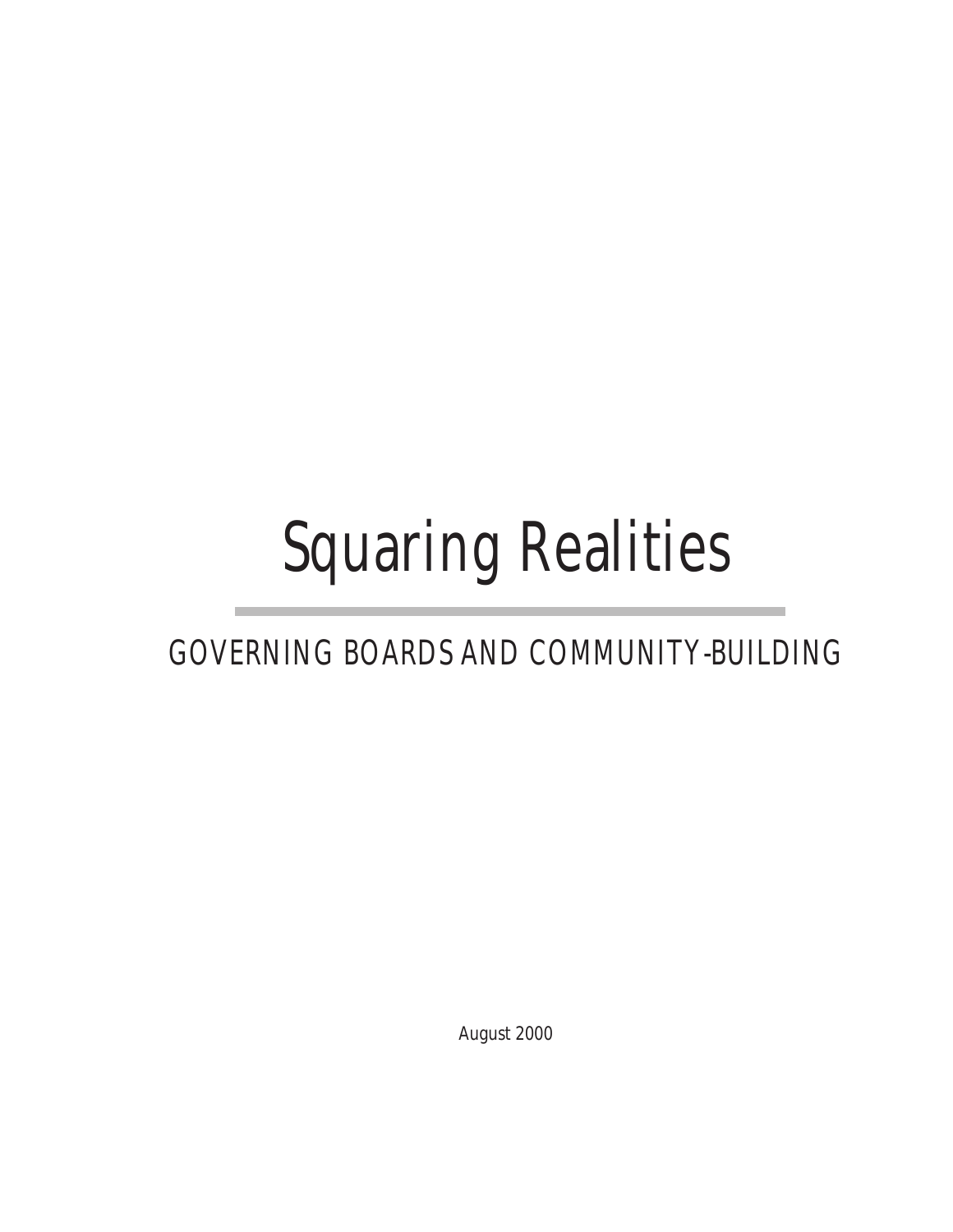# Squaring Realities

## GOVERNING BOARDS AND COMMUNITY-BUILDING

August 2000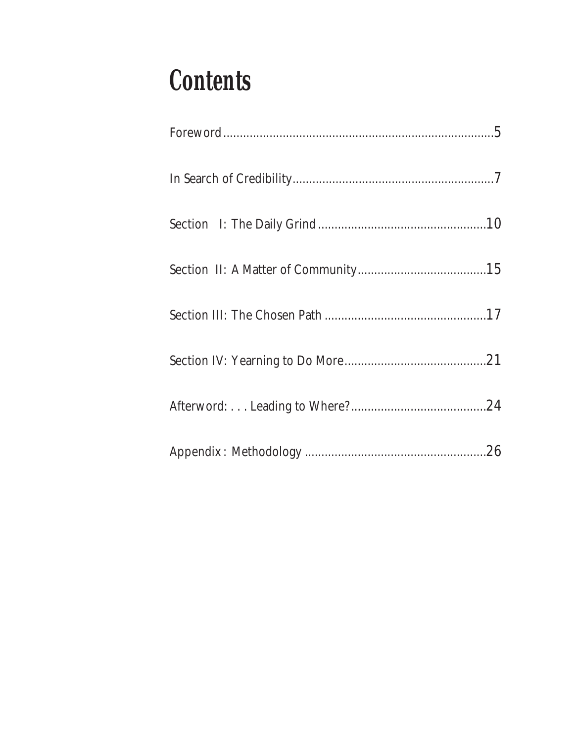# Contents

Foreword ................................................................................5

In Search of Credibility ............................................................7

Section I: The Daily Grind ..................................................10

Section II: A Matter of Community ......................................15

Section III: The Chosen Path ................................................17

Section IV: Yearning to Do More ..........................................21

Afterword: . . . Leading to Where? ........................................24

Appendix: Methodology ......................................................26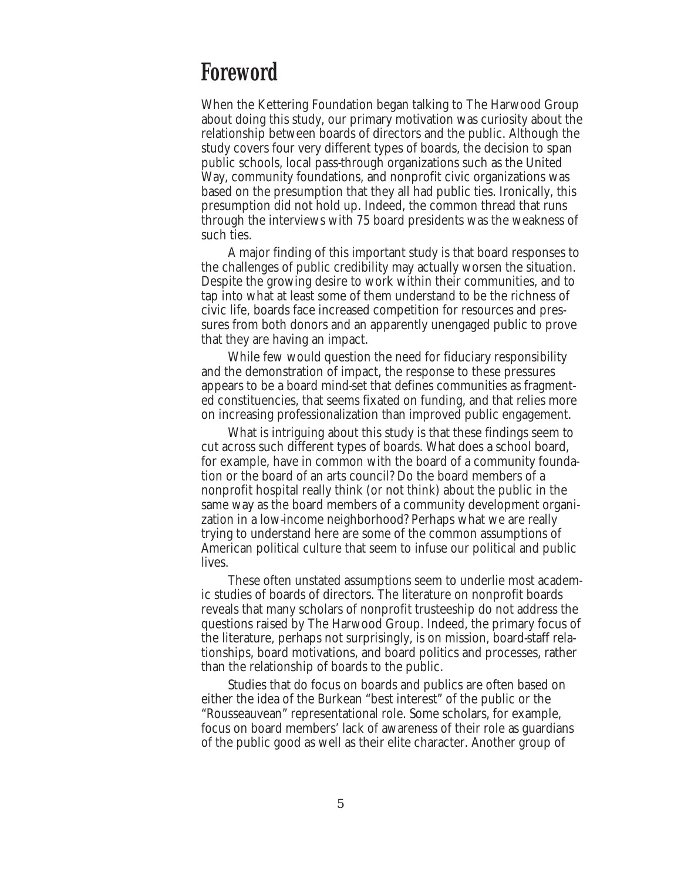# Foreword

When the Kettering Foundation began talking to The Harwood Group about doing this study, our primary motivation was curiosity about the relationship between boards of directors and the public. Although the study covers four very different types of boards, the decision to span public schools, local pass-through organizations such as the United Way, community foundations, and nonprofit civic organizations was based on the presumption that they all had public ties. Ironically, this presumption did not hold up. Indeed, the common thread that runs through the interviews with 75 board presidents was the weakness of such ties.

A major finding of this important study is that board responses to the challenges of public credibility may actually worsen the situation. Despite the growing desire to work within their communities, and to tap into what at least some of them understand to be the richness of civic life, boards face increased competition for resources and pressures from both donors and an apparently unengaged public to prove that they are having an impact.

While few would question the need for fiduciary responsibility and the demonstration of impact, the response to these pressures appears to be a board mind-set that defines communities as fragmented constituencies, that seems fixated on funding, and that relies more on increasing professionalization than improved public engagement.

What is intriguing about this study is that these findings seem to cut across such different types of boards. What does a school board, for example, have in common with the board of a community foundation or the board of an arts council? Do the board members of a nonprofit hospital really think (or not think) about the public in the same way as the board members of a community development organization in a low-income neighborhood? Perhaps what we are really trying to understand here are some of the common assumptions of American political culture that seem to infuse our political and public lives.

These often unstated assumptions seem to underlie most academic studies of boards of directors. The literature on nonprofit boards reveals that many scholars of nonprofit trusteeship do not address the questions raised by The Harwood Group. Indeed, the primary focus of the literature, perhaps not surprisingly, is on mission, board-staff relationships, board motivations, and board politics and processes, rather than the relationship of boards to the public.

Studies that do focus on boards and publics are often based on either the idea of the Burkean "best interest" of the public or the "Rousseauvean" representational role. Some scholars, for example, focus on board members' lack of awareness of their role as guardians of the public good as well as their elite character. Another group of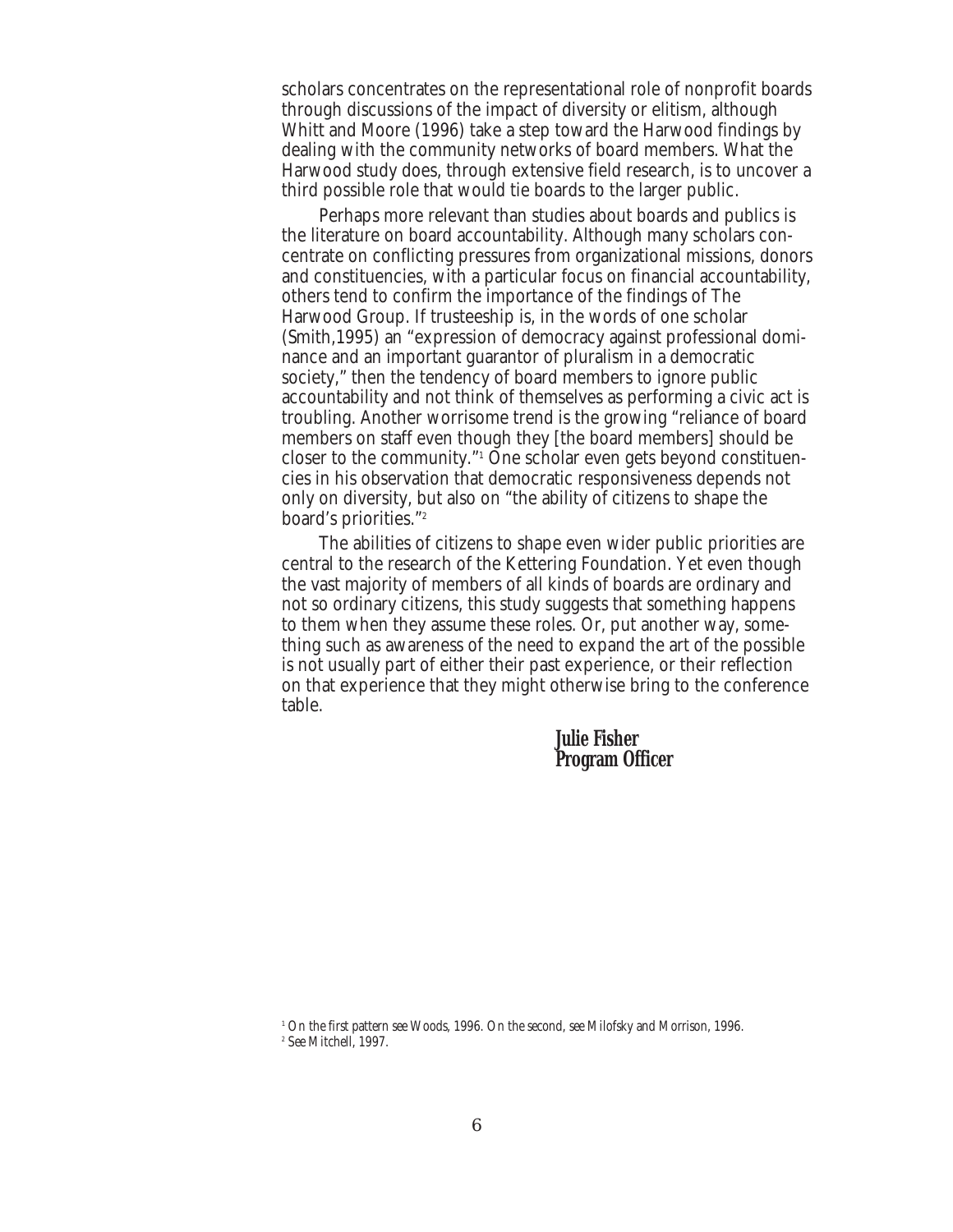scholars concentrates on the representational role of nonprofit boards through discussions of the impact of diversity or elitism, although Whitt and Moore (1996) take a step toward the Harwood findings by dealing with the community networks of board members. What the Harwood study does, through extensive field research, is to uncover a third possible role that would tie boards to the larger public.

Perhaps more relevant than studies about boards and publics is the literature on board accountability. Although many scholars concentrate on conflicting pressures from organizational missions, donors and constituencies, with a particular focus on financial accountability, others tend to confirm the importance of the findings of The Harwood Group. If trusteeship is, in the words of one scholar (Smith,1995) an "expression of democracy against professional dominance and an important guarantor of pluralism in a democratic society," then the tendency of board members to ignore public accountability and not think of themselves as performing a civic act is troubling. Another worrisome trend is the growing "reliance of board members on staff even though they [the board members] should be closer to the community."[1] One scholar even gets beyond constituencies in his observation that democratic responsiveness depends not only on diversity, but also on "the ability of citizens to shape the board's priorities."[2]

The abilities of citizens to shape even wider public priorities are central to the research of the Kettering Foundation. Yet even though the vast majority of members of all kinds of boards are ordinary and not so ordinary citizens, this study suggests that something happens to them when they assume these roles. Or, put another way, something such as awareness of the need to expand the art of the possible is not usually part of either their past experience, or their reflection on that experience that they might otherwise bring to the conference table.

**Julie Fisher**
**Program Officer**

[1] On the first pattern see Woods, 1996. On the second, see Milofsky and Morrison, 1996.
[2] See Mitchell, 1997.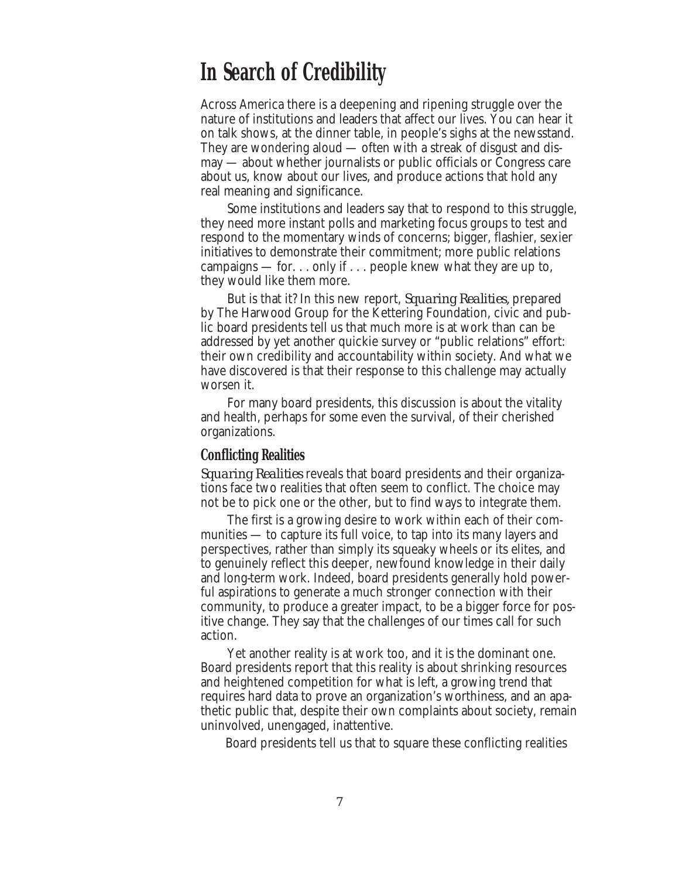# In Search of Credibility

Across America there is a deepening and ripening struggle over the nature of institutions and leaders that affect our lives. You can hear it on talk shows, at the dinner table, in people's sighs at the newsstand. They are wondering aloud — often with a streak of disgust and dismay — about whether journalists or public officials or Congress care about us, know about our lives, and produce actions that hold any real meaning and significance.

Some institutions and leaders say that to respond to this struggle, they need more instant polls and marketing focus groups to test and respond to the momentary winds of concerns; bigger, flashier, sexier initiatives to demonstrate their commitment; more public relations campaigns — for. . . only if . . . people knew what they are up to, they would like them more.

But is that it? In this new report, *Squaring Realities*, prepared by The Harwood Group for the Kettering Foundation, civic and public board presidents tell us that much more is at work than can be addressed by yet another quickie survey or "public relations" effort: their own credibility and accountability within society. And what we have discovered is that their response to this challenge may actually worsen it.

For many board presidents, this discussion is about the vitality and health, perhaps for some even the survival, of their cherished organizations.

## Conflicting Realities

*Squaring Realities* reveals that board presidents and their organizations face two realities that often seem to conflict. The choice may not be to pick one or the other, but to find ways to integrate them.

The first is a growing desire to work within each of their communities — to capture its full voice, to tap into its many layers and perspectives, rather than simply its squeaky wheels or its elites, and to genuinely reflect this deeper, newfound knowledge in their daily and long-term work. Indeed, board presidents generally hold powerful aspirations to generate a much stronger connection with their community, to produce a greater impact, to be a bigger force for positive change. They say that the challenges of our times call for such action.

Yet another reality is at work too, and it is the dominant one. Board presidents report that this reality is about shrinking resources and heightened competition for what is left, a growing trend that requires hard data to prove an organization's worthiness, and an apathetic public that, despite their own complaints about society, remain uninvolved, unengaged, inattentive.

Board presidents tell us that to square these conflicting realities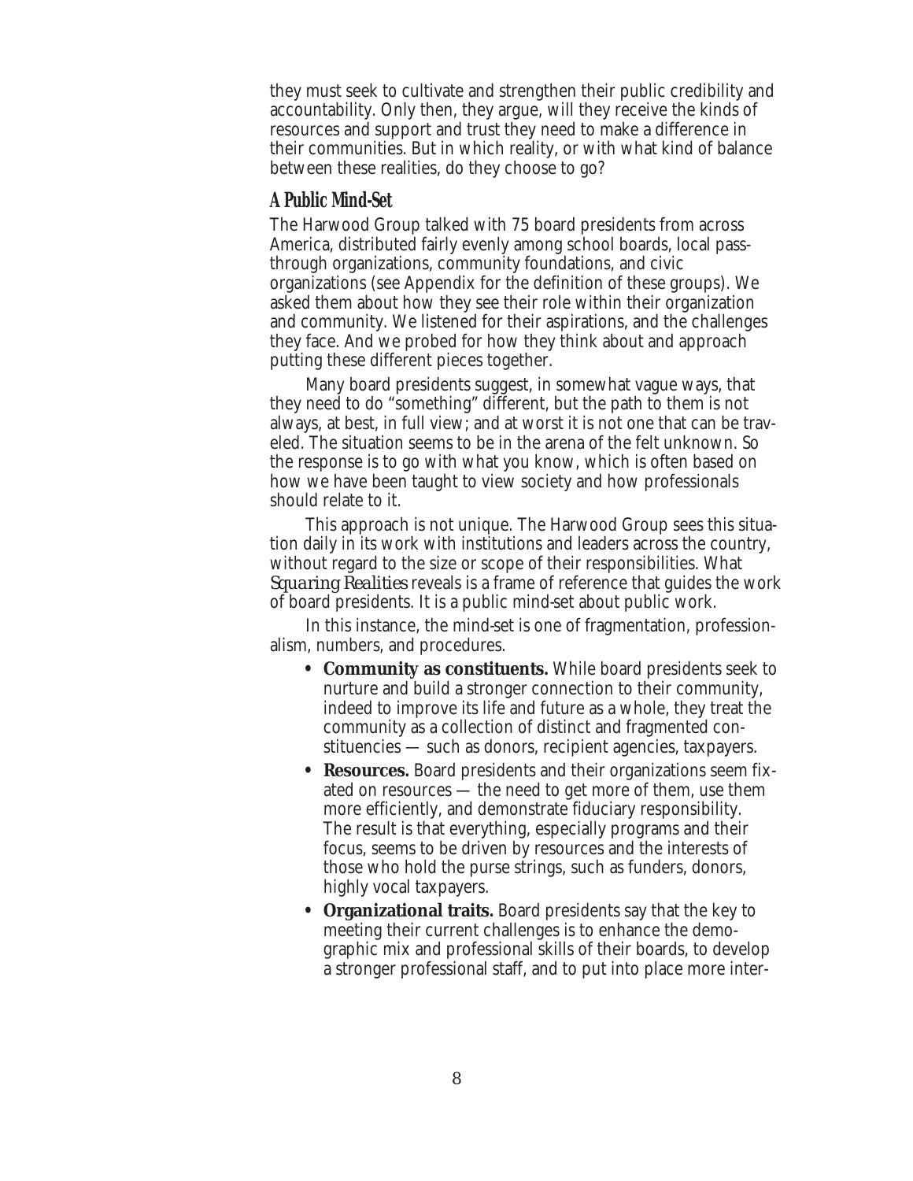they must seek to cultivate and strengthen their public credibility and accountability. Only then, they argue, will they receive the kinds of resources and support and trust they need to make a difference in their communities. But in which reality, or with what kind of balance between these realities, do they choose to go?

### A Public Mind-Set

The Harwood Group talked with 75 board presidents from across America, distributed fairly evenly among school boards, local pass-through organizations, community foundations, and civic organizations (see Appendix for the definition of these groups). We asked them about how they see their role within their organization and community. We listened for their aspirations, and the challenges they face. And we probed for how they think about and approach putting these different pieces together.

Many board presidents suggest, in somewhat vague ways, that they need to do "something" different, but the path to them is not always, at best, in full view; and at worst it is not one that can be traveled. The situation seems to be in the arena of the felt unknown. So the response is to go with what you know, which is often based on how we have been taught to view society and how professionals should relate to it.

This approach is not unique. The Harwood Group sees this situation daily in its work with institutions and leaders across the country, without regard to the size or scope of their responsibilities. What *Squaring Realities* reveals is a frame of reference that guides the work of board presidents. It is a public mind-set about public work.

In this instance, the mind-set is one of fragmentation, professionalism, numbers, and procedures.

- **Community as constituents.** While board presidents seek to nurture and build a stronger connection to their community, indeed to improve its life and future as a whole, they treat the community as a collection of distinct and fragmented constituencies — such as donors, recipient agencies, taxpayers.
- **Resources.** Board presidents and their organizations seem fixated on resources — the need to get more of them, use them more efficiently, and demonstrate fiduciary responsibility. The result is that everything, especially programs and their focus, seems to be driven by resources and the interests of those who hold the purse strings, such as funders, donors, highly vocal taxpayers.
- **Organizational traits.** Board presidents say that the key to meeting their current challenges is to enhance the demographic mix and professional skills of their boards, to develop a stronger professional staff, and to put into place more inter-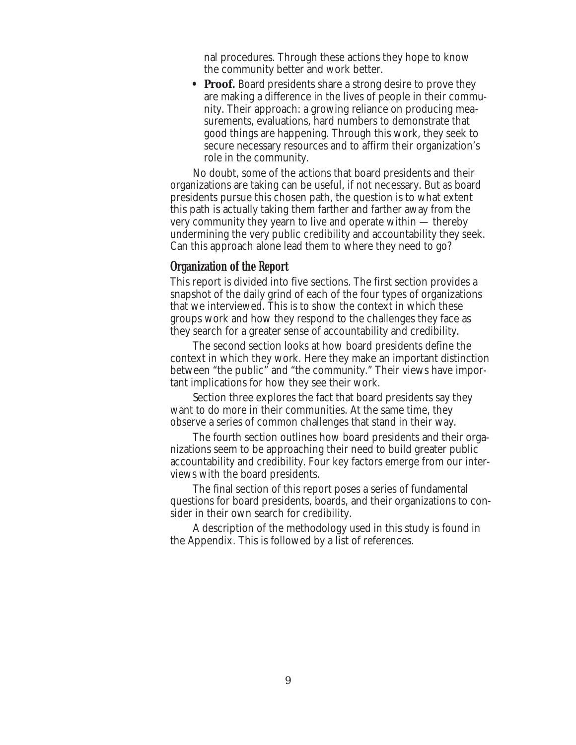nal procedures. Through these actions they hope to know the community better and work better.

- **Proof.** Board presidents share a strong desire to prove they are making a difference in the lives of people in their community. Their approach: a growing reliance on producing measurements, evaluations, hard numbers to demonstrate that good things are happening. Through this work, they seek to secure necessary resources and to affirm their organization's role in the community.

No doubt, some of the actions that board presidents and their organizations are taking can be useful, if not necessary. But as board presidents pursue this chosen path, the question is to what extent this path is actually taking them farther and farther away from the very community they yearn to live and operate within — thereby undermining the very public credibility and accountability they seek. Can this approach alone lead them to where they need to go?

## Organization of the Report

This report is divided into five sections. The first section provides a snapshot of the daily grind of each of the four types of organizations that we interviewed. This is to show the context in which these groups work and how they respond to the challenges they face as they search for a greater sense of accountability and credibility.

The second section looks at how board presidents define the context in which they work. Here they make an important distinction between "the public" and "the community." Their views have important implications for how they see their work.

Section three explores the fact that board presidents say they want to do more in their communities. At the same time, they observe a series of common challenges that stand in their way.

The fourth section outlines how board presidents and their organizations seem to be approaching their need to build greater public accountability and credibility. Four key factors emerge from our interviews with the board presidents.

The final section of this report poses a series of fundamental questions for board presidents, boards, and their organizations to consider in their own search for credibility.

A description of the methodology used in this study is found in the Appendix. This is followed by a list of references.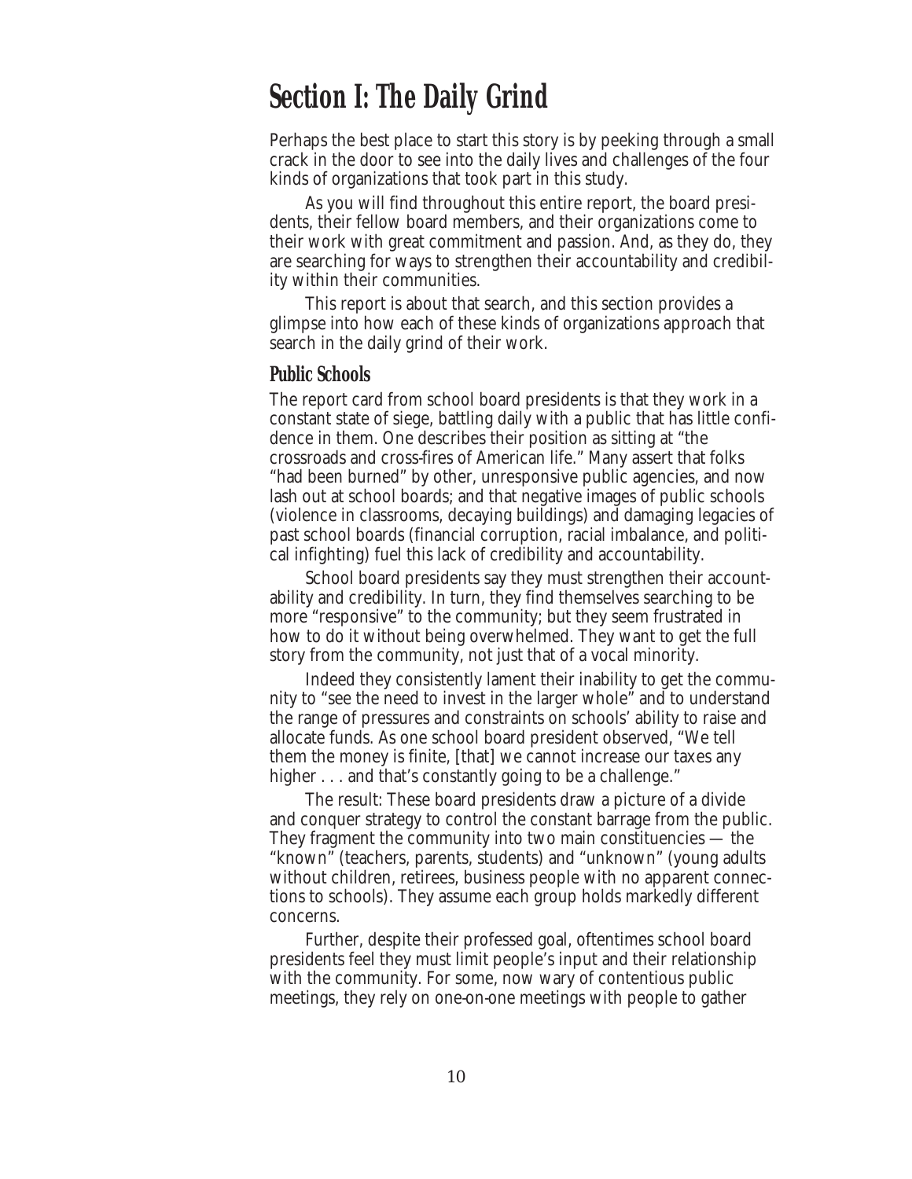# Section I: The Daily Grind

Perhaps the best place to start this story is by peeking through a small crack in the door to see into the daily lives and challenges of the four kinds of organizations that took part in this study.

As you will find throughout this entire report, the board presidents, their fellow board members, and their organizations come to their work with great commitment and passion. And, as they do, they are searching for ways to strengthen their accountability and credibility within their communities.

This report is about that search, and this section provides a glimpse into how each of these kinds of organizations approach that search in the daily grind of their work.

## Public Schools

The report card from school board presidents is that they work in a constant state of siege, battling daily with a public that has little confidence in them. One describes their position as sitting at "the crossroads and cross-fires of American life." Many assert that folks "had been burned" by other, unresponsive public agencies, and now lash out at school boards; and that negative images of public schools (violence in classrooms, decaying buildings) and damaging legacies of past school boards (financial corruption, racial imbalance, and political infighting) fuel this lack of credibility and accountability.

School board presidents say they must strengthen their accountability and credibility. In turn, they find themselves searching to be more "responsive" to the community; but they seem frustrated in how to do it without being overwhelmed. They want to get the full story from the community, not just that of a vocal minority.

Indeed they consistently lament their inability to get the community to "see the need to invest in the larger whole" and to understand the range of pressures and constraints on schools' ability to raise and allocate funds. As one school board president observed, "We tell them the money is finite, [that] we cannot increase our taxes any higher . . . and that's constantly going to be a challenge."

The result: These board presidents draw a picture of a divide and conquer strategy to control the constant barrage from the public. They fragment the community into two main constituencies — the "known" (teachers, parents, students) and "unknown" (young adults without children, retirees, business people with no apparent connections to schools). They assume each group holds markedly different concerns.

Further, despite their professed goal, oftentimes school board presidents feel they must limit people's input and their relationship with the community. For some, now wary of contentious public meetings, they rely on one-on-one meetings with people to gather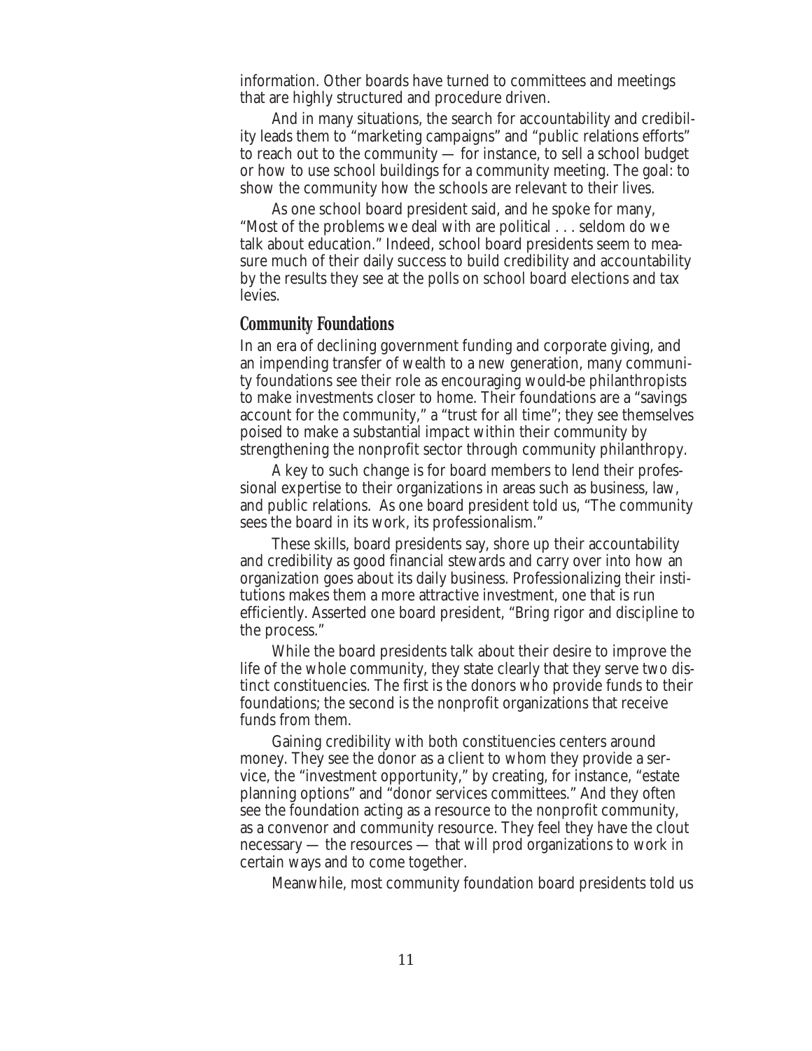information. Other boards have turned to committees and meetings that are highly structured and procedure driven.

And in many situations, the search for accountability and credibility leads them to "marketing campaigns" and "public relations efforts" to reach out to the community — for instance, to sell a school budget or how to use school buildings for a community meeting. The goal: to show the community how the schools are relevant to their lives.

As one school board president said, and he spoke for many, "Most of the problems we deal with are political . . . seldom do we talk about education." Indeed, school board presidents seem to measure much of their daily success to build credibility and accountability by the results they see at the polls on school board elections and tax levies.

## Community Foundations

In an era of declining government funding and corporate giving, and an impending transfer of wealth to a new generation, many community foundations see their role as encouraging would-be philanthropists to make investments closer to home. Their foundations are a "savings account for the community," a "trust for all time"; they see themselves poised to make a substantial impact within their community by strengthening the nonprofit sector through community philanthropy.

A key to such change is for board members to lend their professional expertise to their organizations in areas such as business, law, and public relations. As one board president told us, "The community sees the board in its work, its professionalism."

These skills, board presidents say, shore up their accountability and credibility as good financial stewards and carry over into how an organization goes about its daily business. Professionalizing their institutions makes them a more attractive investment, one that is run efficiently. Asserted one board president, "Bring rigor and discipline to the process."

While the board presidents talk about their desire to improve the life of the whole community, they state clearly that they serve two distinct constituencies. The first is the donors who provide funds to their foundations; the second is the nonprofit organizations that receive funds from them.

Gaining credibility with both constituencies centers around money. They see the donor as a client to whom they provide a service, the "investment opportunity," by creating, for instance, "estate planning options" and "donor services committees." And they often see the foundation acting as a resource to the nonprofit community, as a convenor and community resource. They feel they have the clout necessary — the resources — that will prod organizations to work in certain ways and to come together.

Meanwhile, most community foundation board presidents told us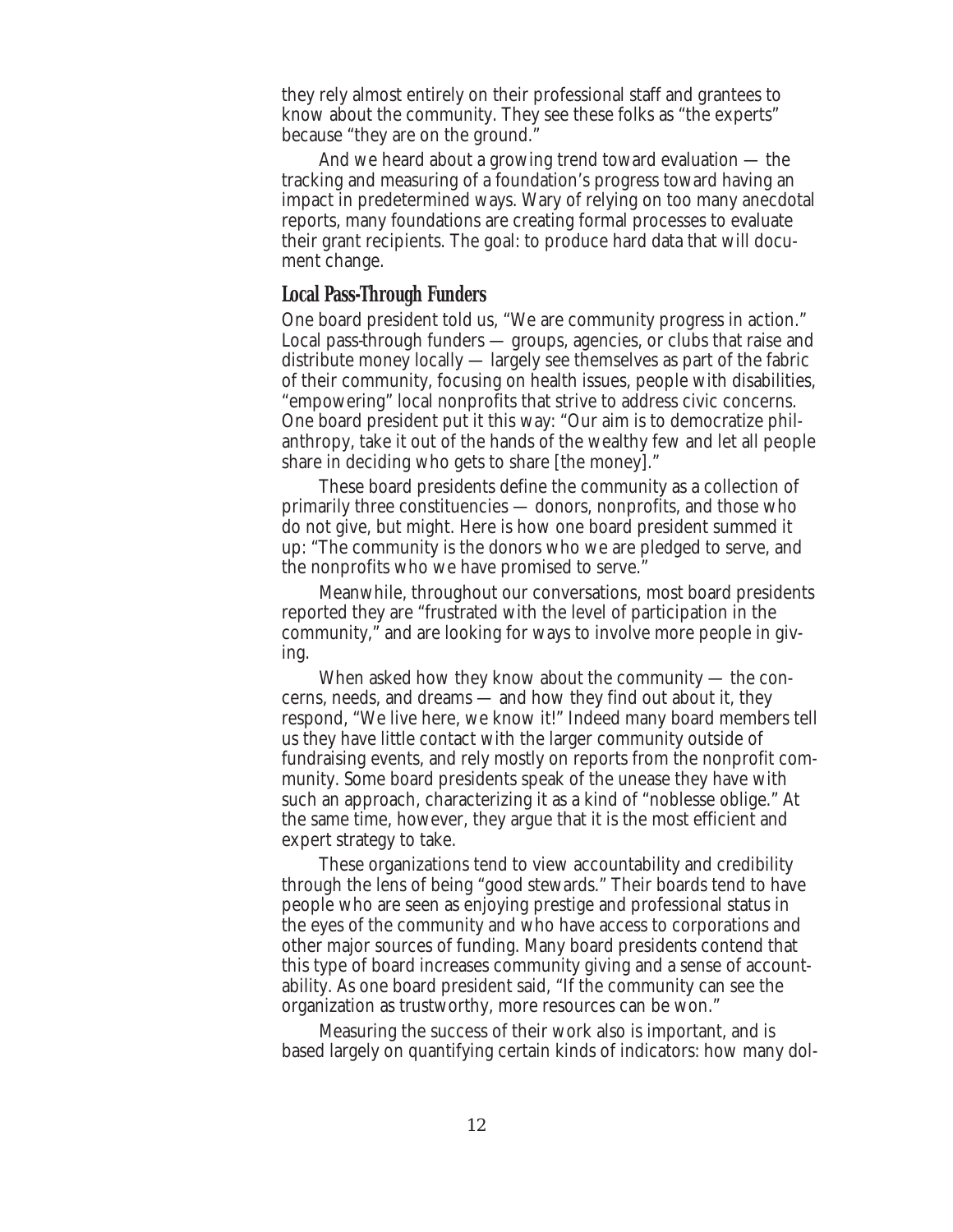they rely almost entirely on their professional staff and grantees to know about the community. They see these folks as "the experts" because "they are on the ground."

And we heard about a growing trend toward evaluation — the tracking and measuring of a foundation's progress toward having an impact in predetermined ways. Wary of relying on too many anecdotal reports, many foundations are creating formal processes to evaluate their grant recipients. The goal: to produce hard data that will document change.

### Local Pass-Through Funders

One board president told us, "We are community progress in action." Local pass-through funders — groups, agencies, or clubs that raise and distribute money locally — largely see themselves as part of the fabric of their community, focusing on health issues, people with disabilities, "empowering" local nonprofits that strive to address civic concerns. One board president put it this way: "Our aim is to democratize philanthropy, take it out of the hands of the wealthy few and let all people share in deciding who gets to share [the money]."

These board presidents define the community as a collection of primarily three constituencies — donors, nonprofits, and those who do not give, but might. Here is how one board president summed it up: "The community is the donors who we are pledged to serve, and the nonprofits who we have promised to serve."

Meanwhile, throughout our conversations, most board presidents reported they are "frustrated with the level of participation in the community," and are looking for ways to involve more people in giving.

When asked how they know about the community — the concerns, needs, and dreams — and how they find out about it, they respond, "We live here, we know it!" Indeed many board members tell us they have little contact with the larger community outside of fundraising events, and rely mostly on reports from the nonprofit community. Some board presidents speak of the unease they have with such an approach, characterizing it as a kind of "noblesse oblige." At the same time, however, they argue that it is the most efficient and expert strategy to take.

These organizations tend to view accountability and credibility through the lens of being "good stewards." Their boards tend to have people who are seen as enjoying prestige and professional status in the eyes of the community and who have access to corporations and other major sources of funding. Many board presidents contend that this type of board increases community giving and a sense of accountability. As one board president said, "If the community can see the organization as trustworthy, more resources can be won."

Measuring the success of their work also is important, and is based largely on quantifying certain kinds of indicators: how many dol-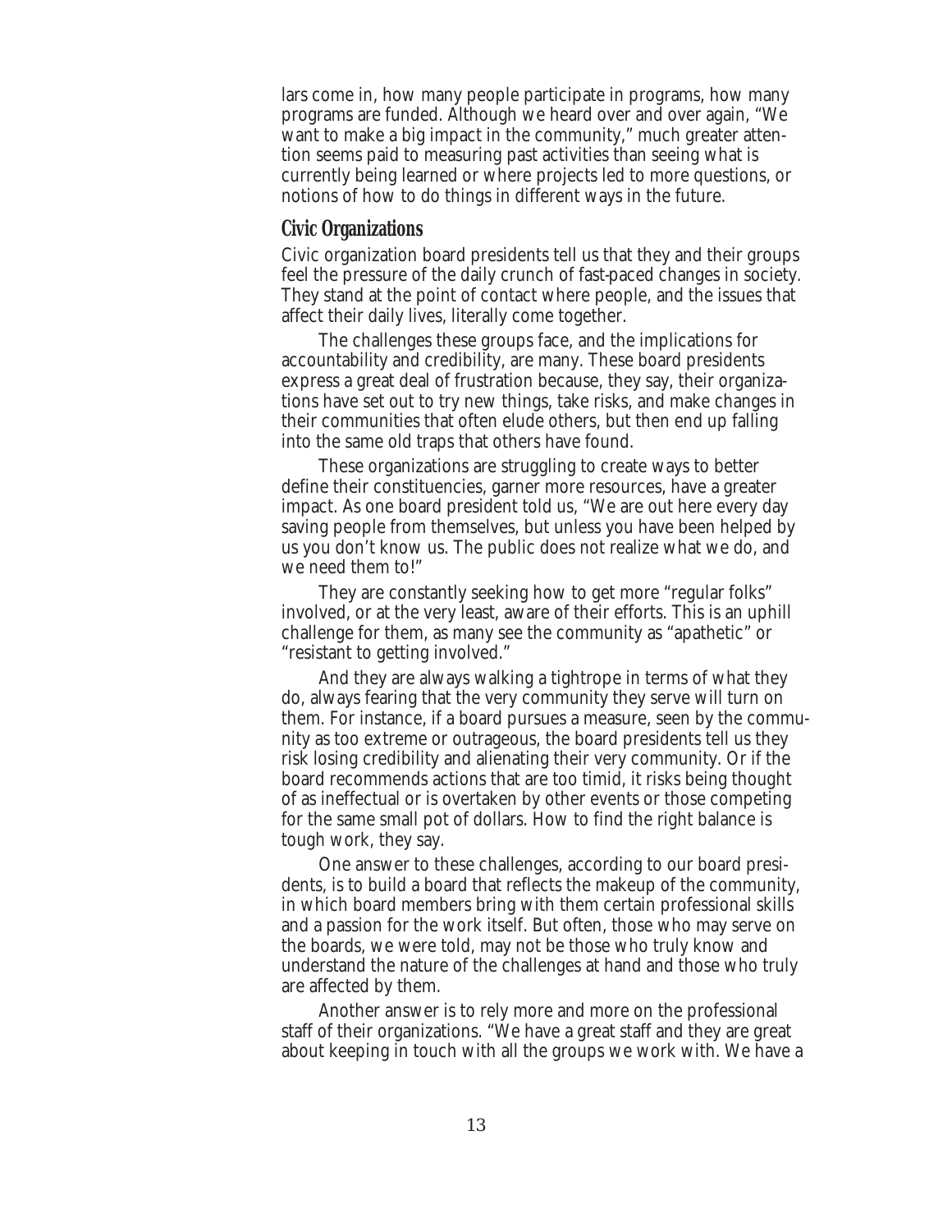lars come in, how many people participate in programs, how many programs are funded. Although we heard over and over again, "We want to make a big impact in the community," much greater attention seems paid to measuring past activities than seeing what is currently being learned or where projects led to more questions, or notions of how to do things in different ways in the future.

## Civic Organizations

Civic organization board presidents tell us that they and their groups feel the pressure of the daily crunch of fast-paced changes in society. They stand at the point of contact where people, and the issues that affect their daily lives, literally come together.

The challenges these groups face, and the implications for accountability and credibility, are many. These board presidents express a great deal of frustration because, they say, their organizations have set out to try new things, take risks, and make changes in their communities that often elude others, but then end up falling into the same old traps that others have found.

These organizations are struggling to create ways to better define their constituencies, garner more resources, have a greater impact. As one board president told us, "We are out here every day saving people from themselves, but unless you have been helped by us you don't know us. The public does not realize what we do, and we need them to!"

They are constantly seeking how to get more "regular folks" involved, or at the very least, aware of their efforts. This is an uphill challenge for them, as many see the community as "apathetic" or "resistant to getting involved."

And they are always walking a tightrope in terms of what they do, always fearing that the very community they serve will turn on them. For instance, if a board pursues a measure, seen by the community as too extreme or outrageous, the board presidents tell us they risk losing credibility and alienating their very community. Or if the board recommends actions that are too timid, it risks being thought of as ineffectual or is overtaken by other events or those competing for the same small pot of dollars. How to find the right balance is tough work, they say.

One answer to these challenges, according to our board presidents, is to build a board that reflects the makeup of the community, in which board members bring with them certain professional skills and a passion for the work itself. But often, those who may serve on the boards, we were told, may not be those who truly know and understand the nature of the challenges at hand and those who truly are affected by them.

Another answer is to rely more and more on the professional staff of their organizations. "We have a great staff and they are great about keeping in touch with all the groups we work with. We have a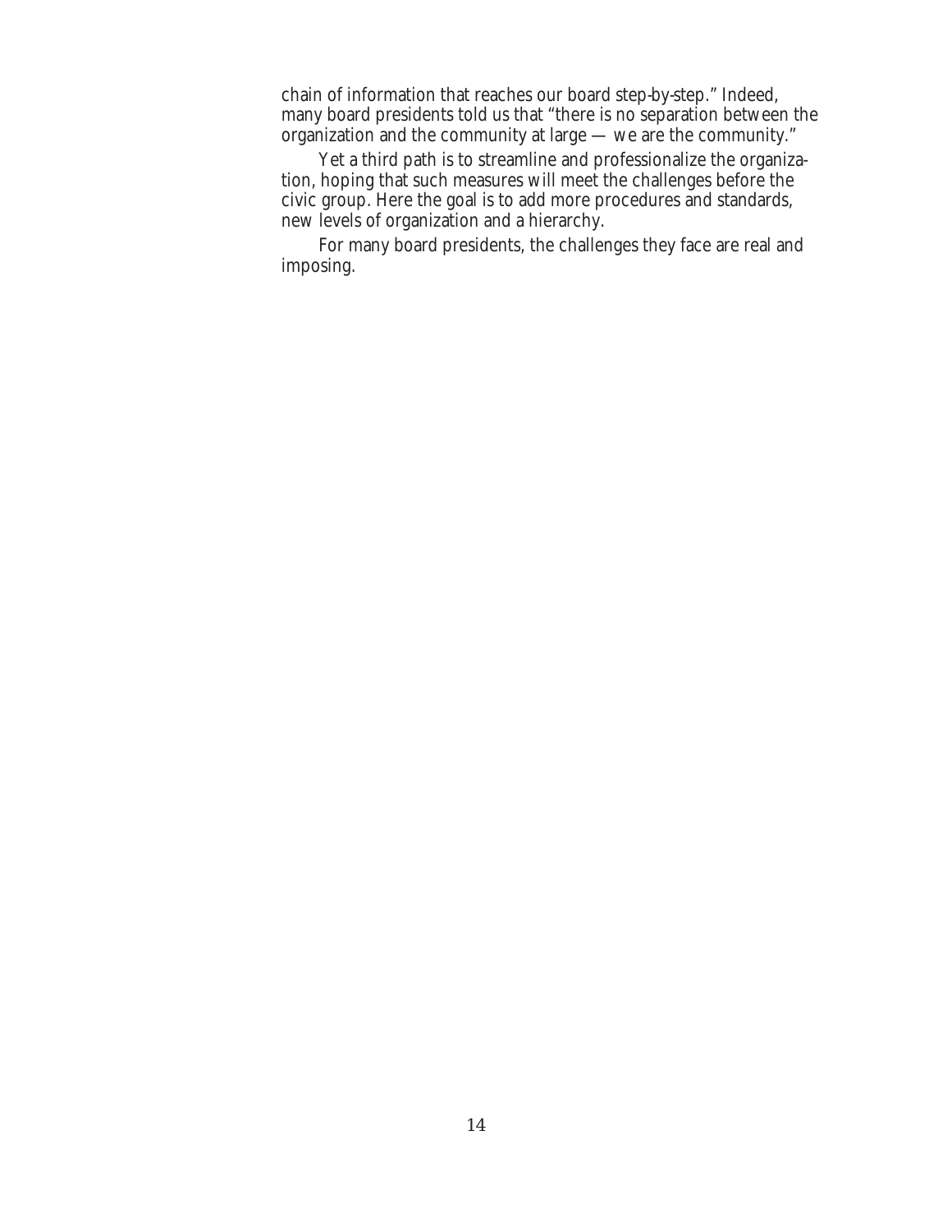chain of information that reaches our board step-by-step." Indeed, many board presidents told us that "there is no separation between the organization and the community at large — we are the community."

Yet a third path is to streamline and professionalize the organization, hoping that such measures will meet the challenges before the civic group. Here the goal is to add more procedures and standards, new levels of organization and a hierarchy.

For many board presidents, the challenges they face are real and imposing.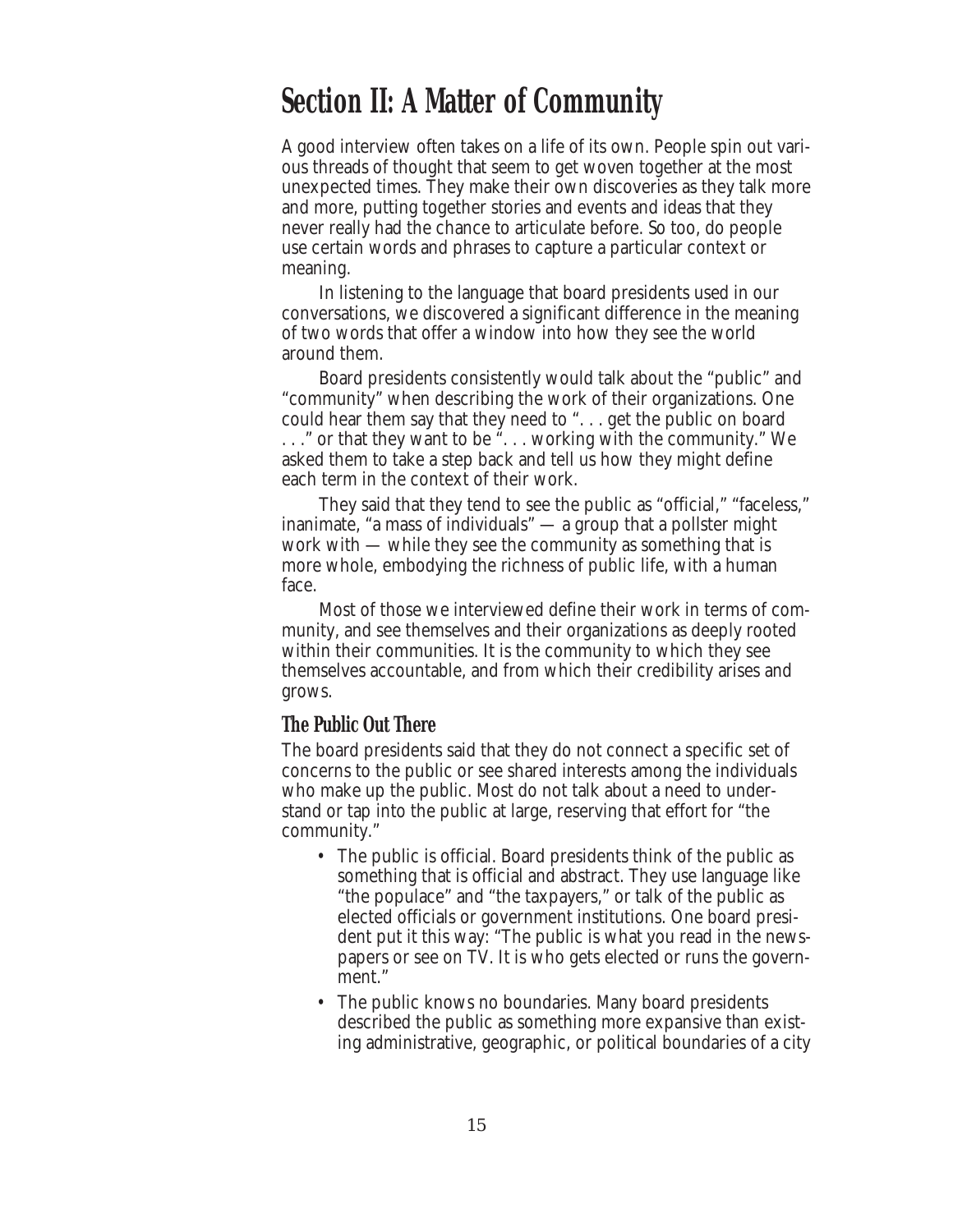# Section II: A Matter of Community

A good interview often takes on a life of its own. People spin out various threads of thought that seem to get woven together at the most unexpected times. They make their own discoveries as they talk more and more, putting together stories and events and ideas that they never really had the chance to articulate before. So too, do people use certain words and phrases to capture a particular context or meaning.

In listening to the language that board presidents used in our conversations, we discovered a significant difference in the meaning of two words that offer a window into how they see the world around them.

Board presidents consistently would talk about the "public" and "community" when describing the work of their organizations. One could hear them say that they need to ". . . get the public on board . . ." or that they want to be ". . . working with the community." We asked them to take a step back and tell us how they might define each term in the context of their work.

They said that they tend to see the public as "official," "faceless," inanimate, "a mass of individuals" — a group that a pollster might work with — while they see the community as something that is more whole, embodying the richness of public life, with a human face.

Most of those we interviewed define their work in terms of community, and see themselves and their organizations as deeply rooted within their communities. It is the community to which they see themselves accountable, and from which their credibility arises and grows.

## The Public Out There

The board presidents said that they do not connect a specific set of concerns to the public or see shared interests among the individuals who make up the public. Most do not talk about a need to understand or tap into the public at large, reserving that effort for "the community."

- The public is official. Board presidents think of the public as something that is official and abstract. They use language like "the populace" and "the taxpayers," or talk of the public as elected officials or government institutions. One board president put it this way: "The public is what you read in the newspapers or see on TV. It is who gets elected or runs the government."
- The public knows no boundaries. Many board presidents described the public as something more expansive than existing administrative, geographic, or political boundaries of a city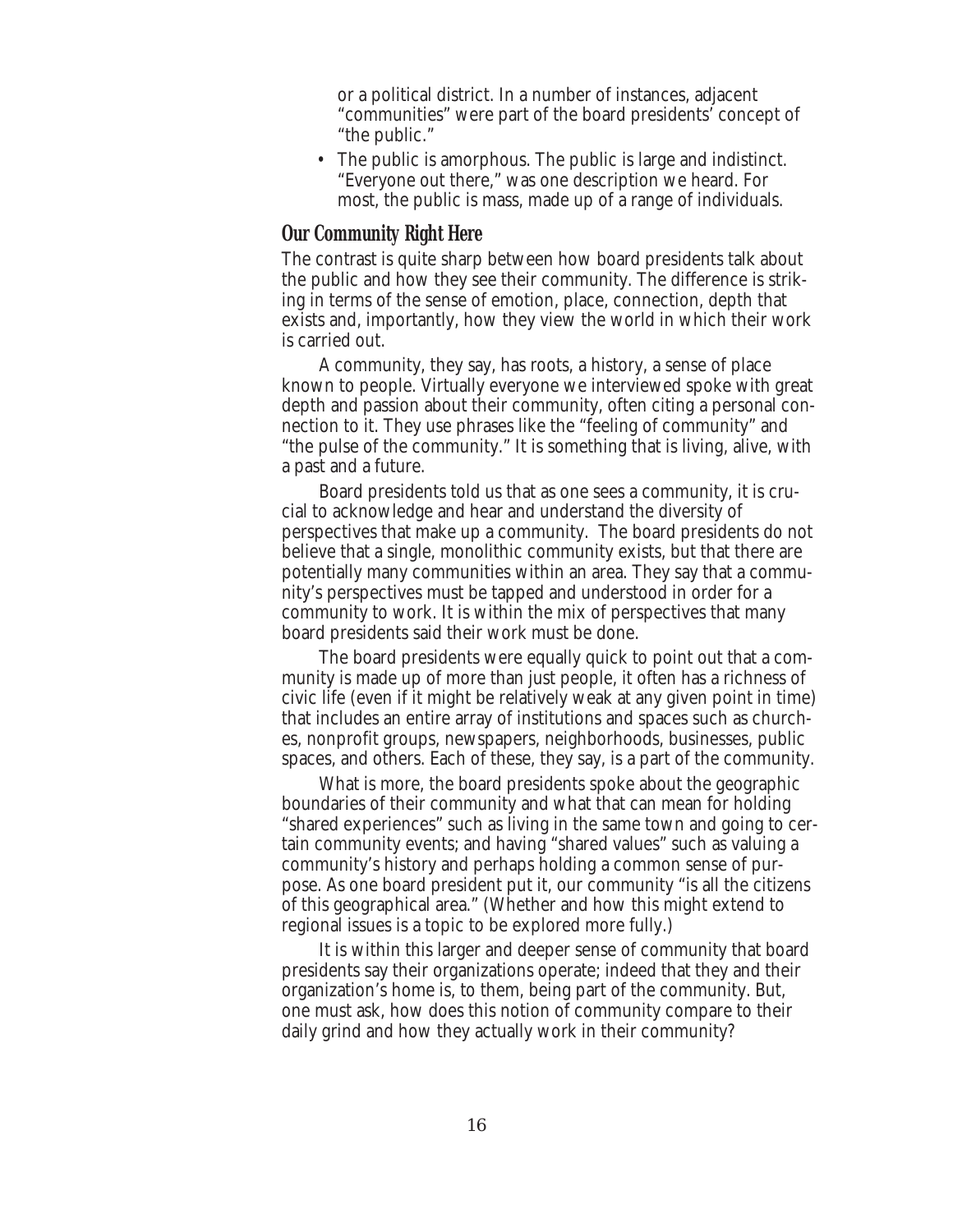or a political district. In a number of instances, adjacent "communities" were part of the board presidents' concept of "the public."

- The public is amorphous. The public is large and indistinct. "Everyone out there," was one description we heard. For most, the public is mass, made up of a range of individuals.

## Our Community Right Here

The contrast is quite sharp between how board presidents talk about the public and how they see their community. The difference is striking in terms of the sense of emotion, place, connection, depth that exists and, importantly, how they view the world in which their work is carried out.

A community, they say, has roots, a history, a sense of place known to people. Virtually everyone we interviewed spoke with great depth and passion about their community, often citing a personal connection to it. They use phrases like the "feeling of community" and "the pulse of the community." It is something that is living, alive, with a past and a future.

Board presidents told us that as one sees a community, it is crucial to acknowledge and hear and understand the diversity of perspectives that make up a community. The board presidents do not believe that a single, monolithic community exists, but that there are potentially many communities within an area. They say that a community's perspectives must be tapped and understood in order for a community to work. It is within the mix of perspectives that many board presidents said their work must be done.

The board presidents were equally quick to point out that a community is made up of more than just people, it often has a richness of civic life (even if it might be relatively weak at any given point in time) that includes an entire array of institutions and spaces such as churches, nonprofit groups, newspapers, neighborhoods, businesses, public spaces, and others. Each of these, they say, is a part of the community.

What is more, the board presidents spoke about the geographic boundaries of their community and what that can mean for holding "shared experiences" such as living in the same town and going to certain community events; and having "shared values" such as valuing a community's history and perhaps holding a common sense of purpose. As one board president put it, our community "is all the citizens of this geographical area." (Whether and how this might extend to regional issues is a topic to be explored more fully.)

It is within this larger and deeper sense of community that board presidents say their organizations operate; indeed that they and their organization's home is, to them, being part of the community. But, one must ask, how does this notion of community compare to their daily grind and how they actually work in their community?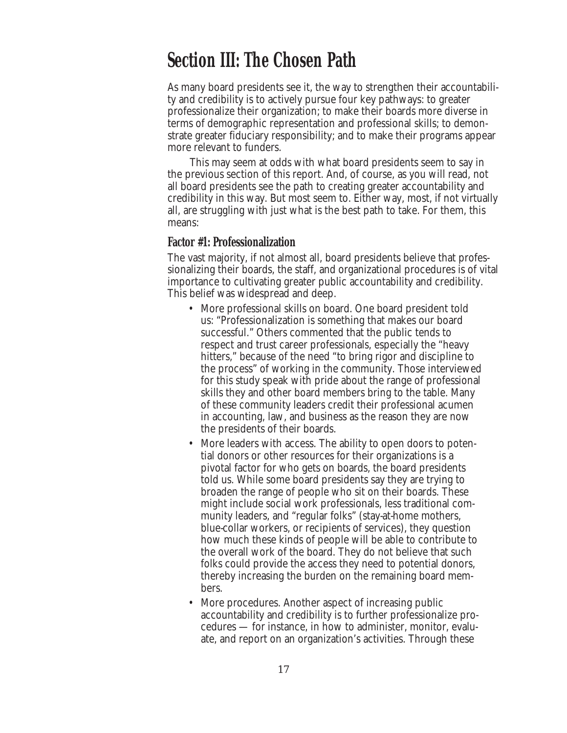# Section III: The Chosen Path

As many board presidents see it, the way to strengthen their accountability and credibility is to actively pursue four key pathways: to greater professionalize their organization; to make their boards more diverse in terms of demographic representation and professional skills; to demonstrate greater fiduciary responsibility; and to make their programs appear more relevant to funders.

This may seem at odds with what board presidents seem to say in the previous section of this report. And, of course, as you will read, not all board presidents see the path to creating greater accountability and credibility in this way. But most seem to. Either way, most, if not virtually all, are struggling with just what is the best path to take. For them, this means:

## Factor #1: Professionalization

The vast majority, if not almost all, board presidents believe that professionalizing their boards, the staff, and organizational procedures is of vital importance to cultivating greater public accountability and credibility. This belief was widespread and deep.

- More professional skills on board. One board president told us: "Professionalization is something that makes our board successful." Others commented that the public tends to respect and trust career professionals, especially the "heavy hitters," because of the need "to bring rigor and discipline to the process" of working in the community. Those interviewed for this study speak with pride about the range of professional skills they and other board members bring to the table. Many of these community leaders credit their professional acumen in accounting, law, and business as the reason they are now the presidents of their boards.
- More leaders with access. The ability to open doors to potential donors or other resources for their organizations is a pivotal factor for who gets on boards, the board presidents told us. While some board presidents say they are trying to broaden the range of people who sit on their boards. These might include social work professionals, less traditional community leaders, and "regular folks" (stay-at-home mothers, blue-collar workers, or recipients of services), they question how much these kinds of people will be able to contribute to the overall work of the board. They do not believe that such folks could provide the access they need to potential donors, thereby increasing the burden on the remaining board members.
- More procedures. Another aspect of increasing public accountability and credibility is to further professionalize procedures — for instance, in how to administer, monitor, evaluate, and report on an organization's activities. Through these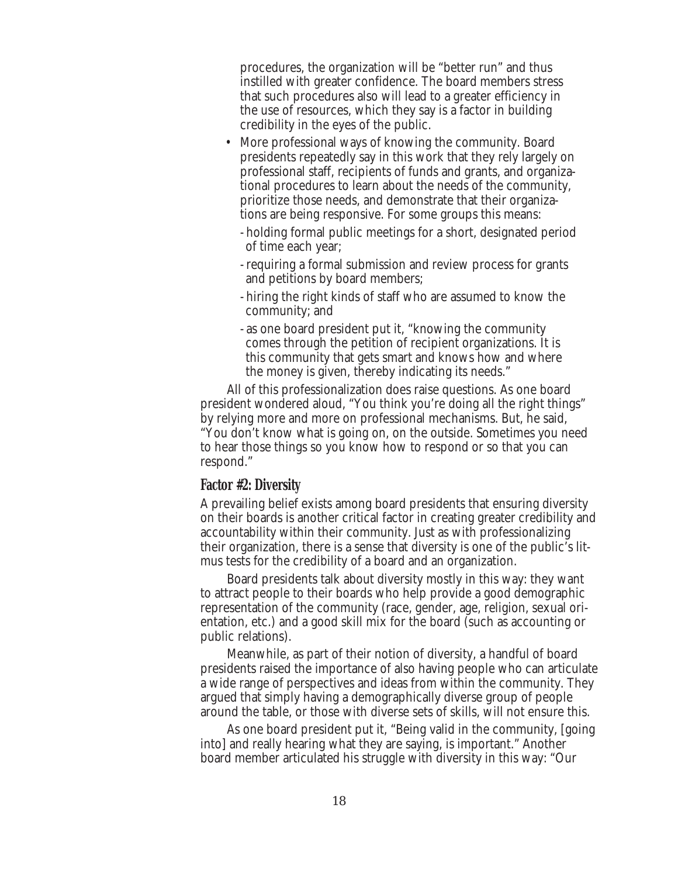procedures, the organization will be "better run" and thus instilled with greater confidence. The board members stress that such procedures also will lead to a greater efficiency in the use of resources, which they say is a factor in building credibility in the eyes of the public.

- More professional ways of knowing the community. Board presidents repeatedly say in this work that they rely largely on professional staff, recipients of funds and grants, and organizational procedures to learn about the needs of the community, prioritize those needs, and demonstrate that their organizations are being responsive. For some groups this means:
  - holding formal public meetings for a short, designated period of time each year;
  - requiring a formal submission and review process for grants and petitions by board members;
  - hiring the right kinds of staff who are assumed to know the community; and
  - as one board president put it, "knowing the community comes through the petition of recipient organizations. It is this community that gets smart and knows how and where the money is given, thereby indicating its needs."

All of this professionalization does raise questions. As one board president wondered aloud, "You think you're doing all the right things" by relying more and more on professional mechanisms. But, he said, "You don't know what is going on, on the outside. Sometimes you need to hear those things so you know how to respond or so that you can respond."

### Factor #2: Diversity

A prevailing belief exists among board presidents that ensuring diversity on their boards is another critical factor in creating greater credibility and accountability within their community. Just as with professionalizing their organization, there is a sense that diversity is one of the public's litmus tests for the credibility of a board and an organization.

Board presidents talk about diversity mostly in this way: they want to attract people to their boards who help provide a good demographic representation of the community (race, gender, age, religion, sexual orientation, etc.) and a good skill mix for the board (such as accounting or public relations).

Meanwhile, as part of their notion of diversity, a handful of board presidents raised the importance of also having people who can articulate a wide range of perspectives and ideas from within the community. They argued that simply having a demographically diverse group of people around the table, or those with diverse sets of skills, will not ensure this.

As one board president put it, "Being valid in the community, [going into] and really hearing what they are saying, is important." Another board member articulated his struggle with diversity in this way: "Our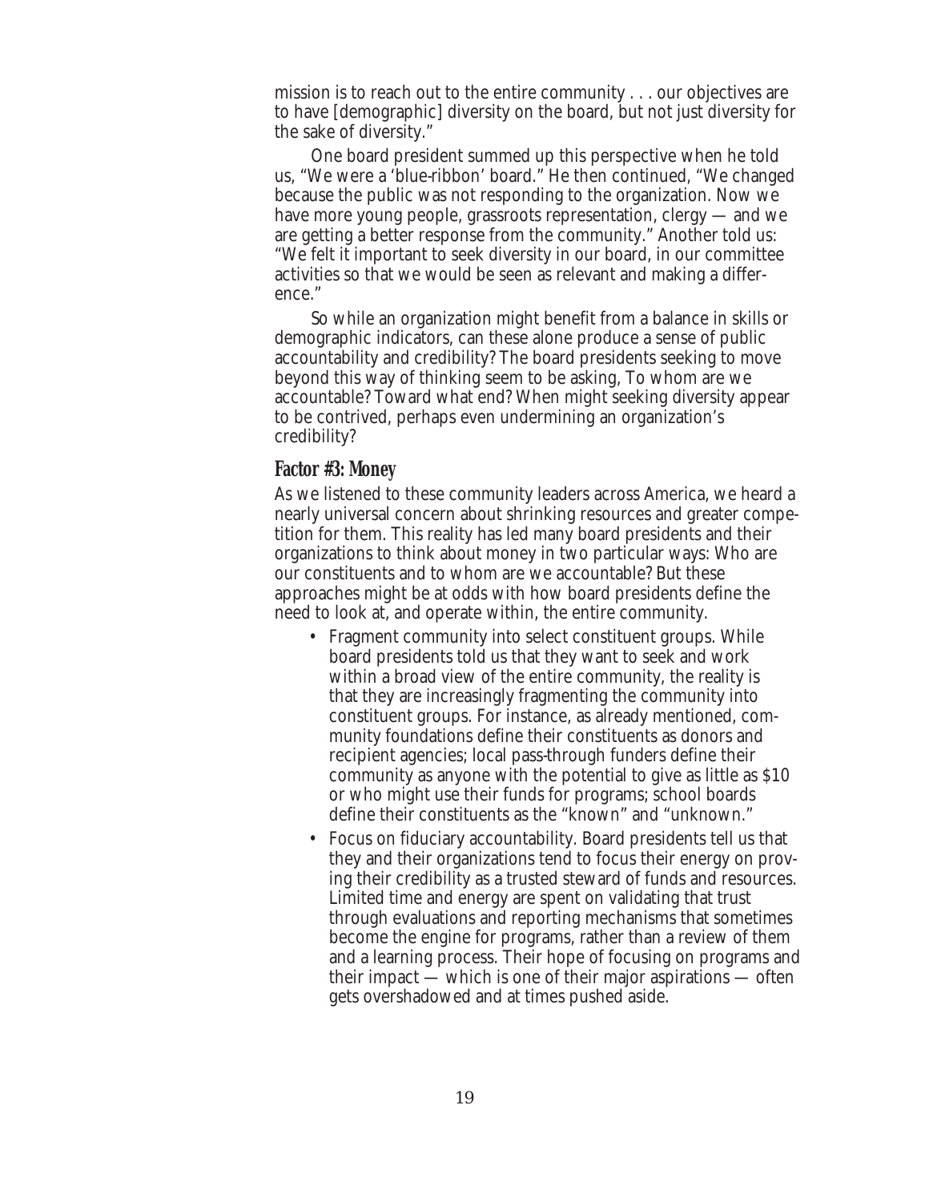mission is to reach out to the entire community . . . our objectives are to have [demographic] diversity on the board, but not just diversity for the sake of diversity."

One board president summed up this perspective when he told us, "We were a 'blue-ribbon' board." He then continued, "We changed because the public was not responding to the organization. Now we have more young people, grassroots representation, clergy — and we are getting a better response from the community." Another told us: "We felt it important to seek diversity in our board, in our committee activities so that we would be seen as relevant and making a difference."

So while an organization might benefit from a balance in skills or demographic indicators, can these alone produce a sense of public accountability and credibility? The board presidents seeking to move beyond this way of thinking seem to be asking, To whom are we accountable? Toward what end? When might seeking diversity appear to be contrived, perhaps even undermining an organization's credibility?

### Factor #3: Money

As we listened to these community leaders across America, we heard a nearly universal concern about shrinking resources and greater competition for them. This reality has led many board presidents and their organizations to think about money in two particular ways: Who are our constituents and to whom are we accountable? But these approaches might be at odds with how board presidents define the need to look at, and operate within, the entire community.

- Fragment community into select constituent groups. While board presidents told us that they want to seek and work within a broad view of the entire community, the reality is that they are increasingly fragmenting the community into constituent groups. For instance, as already mentioned, community foundations define their constituents as donors and recipient agencies; local pass-through funders define their community as anyone with the potential to give as little as $10 or who might use their funds for programs; school boards define their constituents as the "known" and "unknown."
- Focus on fiduciary accountability. Board presidents tell us that they and their organizations tend to focus their energy on proving their credibility as a trusted steward of funds and resources. Limited time and energy are spent on validating that trust through evaluations and reporting mechanisms that sometimes become the engine for programs, rather than a review of them and a learning process. Their hope of focusing on programs and their impact — which is one of their major aspirations — often gets overshadowed and at times pushed aside.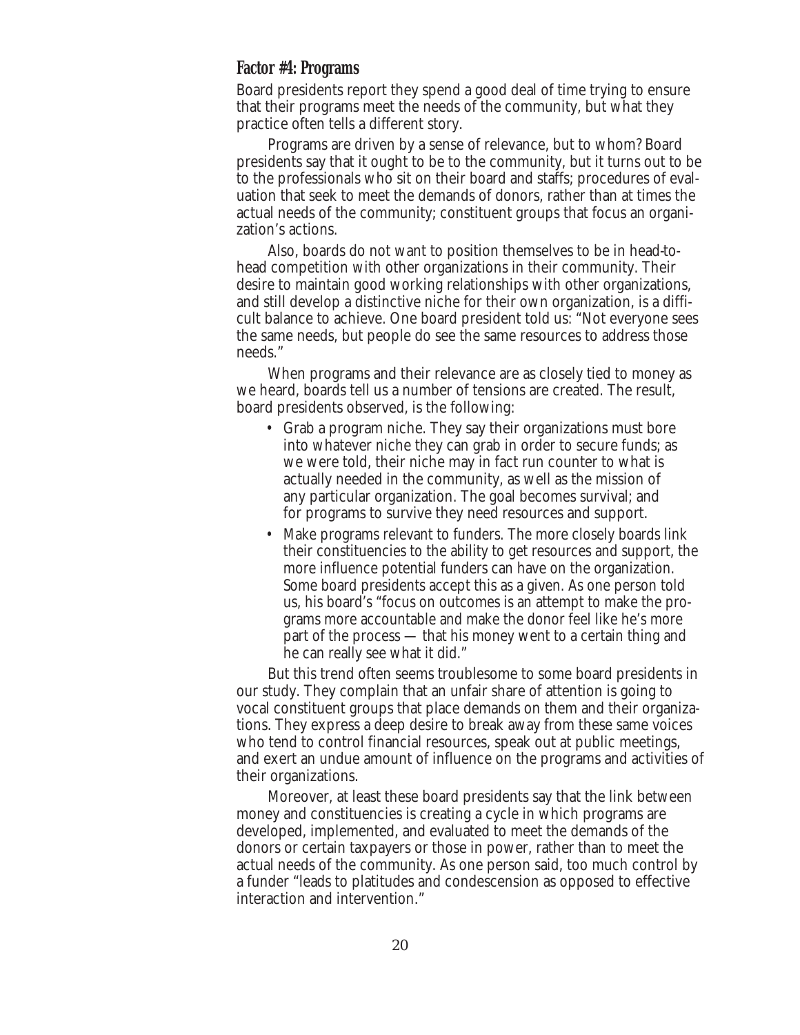## Factor #4: Programs

Board presidents report they spend a good deal of time trying to ensure that their programs meet the needs of the community, but what they practice often tells a different story.

Programs are driven by a sense of relevance, but to whom? Board presidents say that it ought to be to the community, but it turns out to be to the professionals who sit on their board and staffs; procedures of evaluation that seek to meet the demands of donors, rather than at times the actual needs of the community; constituent groups that focus an organization's actions.

Also, boards do not want to position themselves to be in head-to-head competition with other organizations in their community. Their desire to maintain good working relationships with other organizations, and still develop a distinctive niche for their own organization, is a difficult balance to achieve. One board president told us: "Not everyone sees the same needs, but people do see the same resources to address those needs."

When programs and their relevance are as closely tied to money as we heard, boards tell us a number of tensions are created. The result, board presidents observed, is the following:

- Grab a program niche. They say their organizations must bore into whatever niche they can grab in order to secure funds; as we were told, their niche may in fact run counter to what is actually needed in the community, as well as the mission of any particular organization. The goal becomes survival; and for programs to survive they need resources and support.
- Make programs relevant to funders. The more closely boards link their constituencies to the ability to get resources and support, the more influence potential funders can have on the organization. Some board presidents accept this as a given. As one person told us, his board's "focus on outcomes is an attempt to make the programs more accountable and make the donor feel like he's more part of the process — that his money went to a certain thing and he can really see what it did."

But this trend often seems troublesome to some board presidents in our study. They complain that an unfair share of attention is going to vocal constituent groups that place demands on them and their organizations. They express a deep desire to break away from these same voices who tend to control financial resources, speak out at public meetings, and exert an undue amount of influence on the programs and activities of their organizations.

Moreover, at least these board presidents say that the link between money and constituencies is creating a cycle in which programs are developed, implemented, and evaluated to meet the demands of the donors or certain taxpayers or those in power, rather than to meet the actual needs of the community. As one person said, too much control by a funder "leads to platitudes and condescension as opposed to effective interaction and intervention."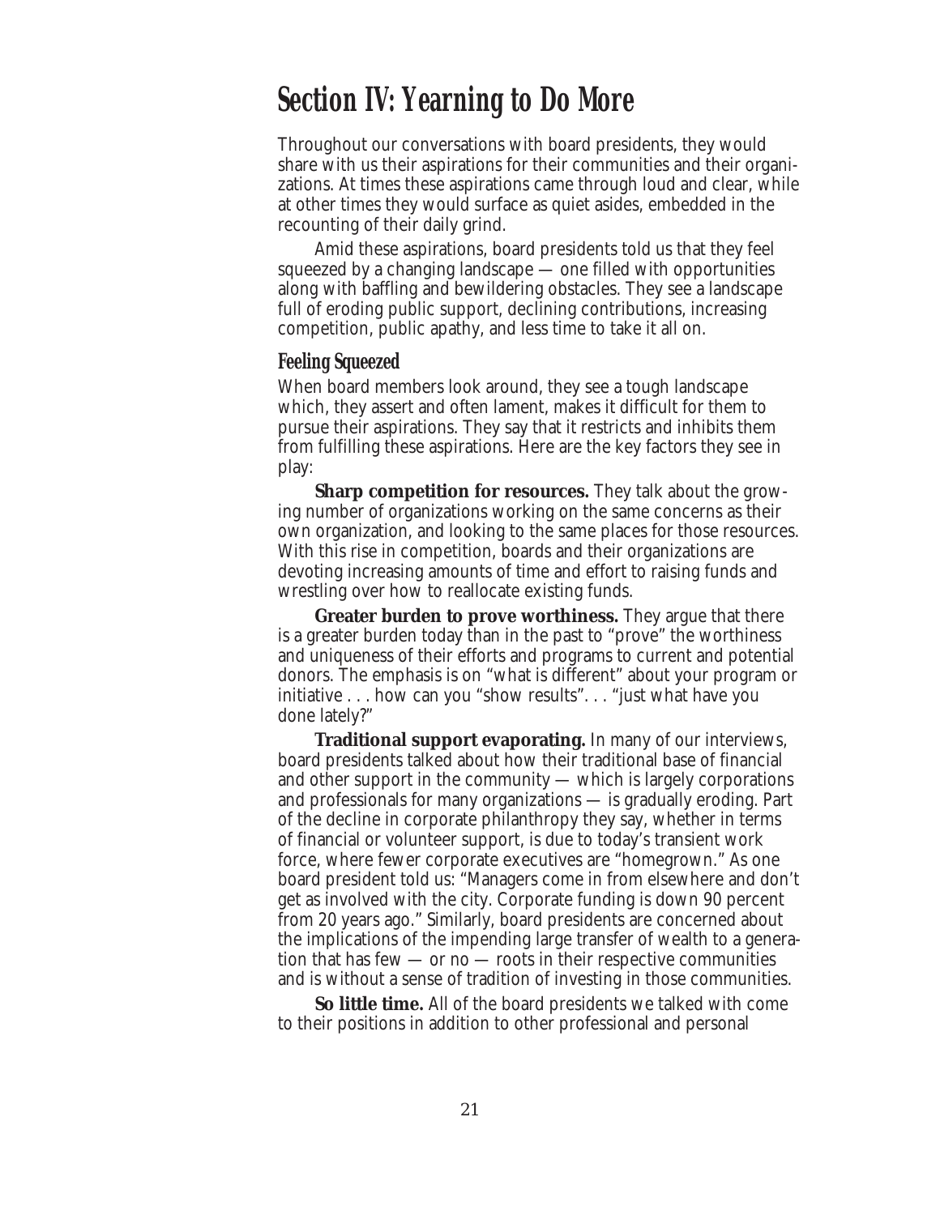# Section IV: Yearning to Do More

Throughout our conversations with board presidents, they would share with us their aspirations for their communities and their organizations. At times these aspirations came through loud and clear, while at other times they would surface as quiet asides, embedded in the recounting of their daily grind.

Amid these aspirations, board presidents told us that they feel squeezed by a changing landscape — one filled with opportunities along with baffling and bewildering obstacles. They see a landscape full of eroding public support, declining contributions, increasing competition, public apathy, and less time to take it all on.

## Feeling Squeezed

When board members look around, they see a tough landscape which, they assert and often lament, makes it difficult for them to pursue their aspirations. They say that it restricts and inhibits them from fulfilling these aspirations. Here are the key factors they see in play:

**Sharp competition for resources.** They talk about the growing number of organizations working on the same concerns as their own organization, and looking to the same places for those resources. With this rise in competition, boards and their organizations are devoting increasing amounts of time and effort to raising funds and wrestling over how to reallocate existing funds.

**Greater burden to prove worthiness.** They argue that there is a greater burden today than in the past to "prove" the worthiness and uniqueness of their efforts and programs to current and potential donors. The emphasis is on "what is different" about your program or initiative . . . how can you "show results". . . "just what have you done lately?"

**Traditional support evaporating.** In many of our interviews, board presidents talked about how their traditional base of financial and other support in the community — which is largely corporations and professionals for many organizations — is gradually eroding. Part of the decline in corporate philanthropy they say, whether in terms of financial or volunteer support, is due to today's transient work force, where fewer corporate executives are "homegrown." As one board president told us: "Managers come in from elsewhere and don't get as involved with the city. Corporate funding is down 90 percent from 20 years ago." Similarly, board presidents are concerned about the implications of the impending large transfer of wealth to a generation that has few — or no — roots in their respective communities and is without a sense of tradition of investing in those communities.

**So little time.** All of the board presidents we talked with come to their positions in addition to other professional and personal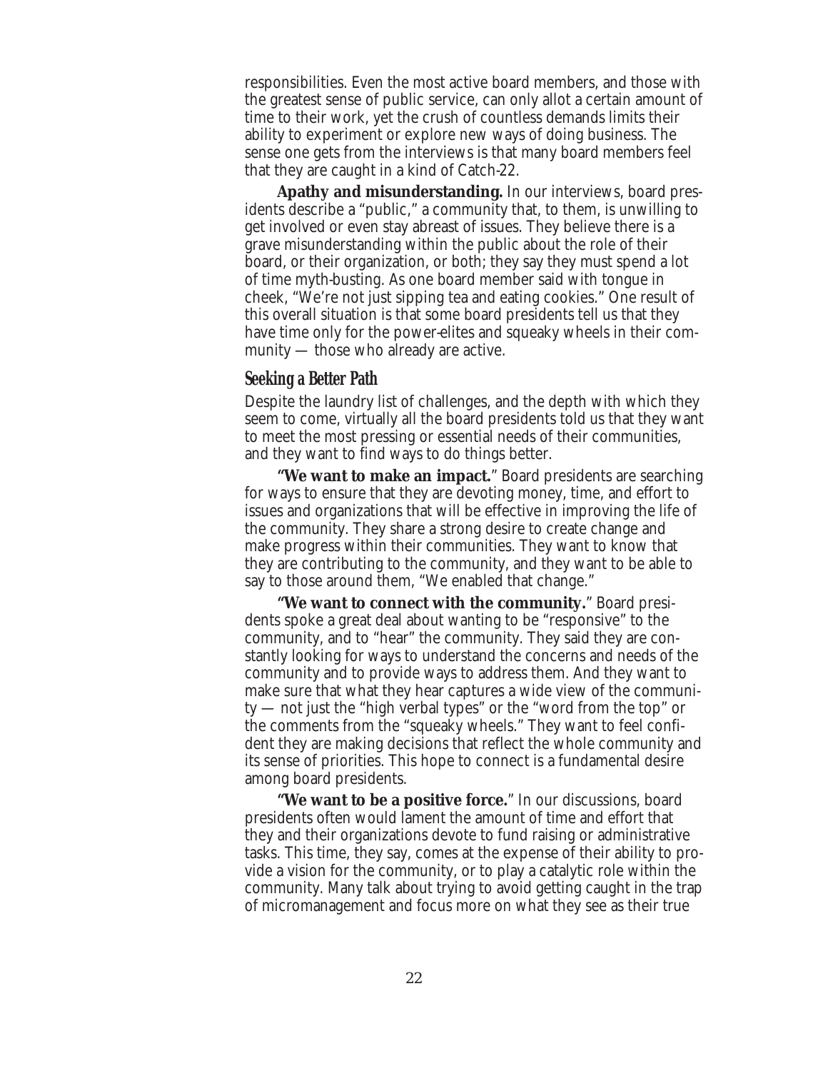responsibilities. Even the most active board members, and those with the greatest sense of public service, can only allot a certain amount of time to their work, yet the crush of countless demands limits their ability to experiment or explore new ways of doing business. The sense one gets from the interviews is that many board members feel that they are caught in a kind of Catch-22.

**Apathy and misunderstanding.** In our interviews, board presidents describe a "public," a community that, to them, is unwilling to get involved or even stay abreast of issues. They believe there is a grave misunderstanding within the public about the role of their board, or their organization, or both; they say they must spend a lot of time myth-busting. As one board member said with tongue in cheek, "We're not just sipping tea and eating cookies." One result of this overall situation is that some board presidents tell us that they have time only for the power-elites and squeaky wheels in their community — those who already are active.

### Seeking a Better Path

Despite the laundry list of challenges, and the depth with which they seem to come, virtually all the board presidents told us that they want to meet the most pressing or essential needs of their communities, and they want to find ways to do things better.

**"We want to make an impact."** Board presidents are searching for ways to ensure that they are devoting money, time, and effort to issues and organizations that will be effective in improving the life of the community. They share a strong desire to create change and make progress within their communities. They want to know that they are contributing to the community, and they want to be able to say to those around them, "We enabled that change."

**"We want to connect with the community."** Board presidents spoke a great deal about wanting to be "responsive" to the community, and to "hear" the community. They said they are constantly looking for ways to understand the concerns and needs of the community and to provide ways to address them. And they want to make sure that what they hear captures a wide view of the community — not just the "high verbal types" or the "word from the top" or the comments from the "squeaky wheels." They want to feel confident they are making decisions that reflect the whole community and its sense of priorities. This hope to connect is a fundamental desire among board presidents.

**"We want to be a positive force."** In our discussions, board presidents often would lament the amount of time and effort that they and their organizations devote to fund raising or administrative tasks. This time, they say, comes at the expense of their ability to provide a vision for the community, or to play a catalytic role within the community. Many talk about trying to avoid getting caught in the trap of micromanagement and focus more on what they see as their true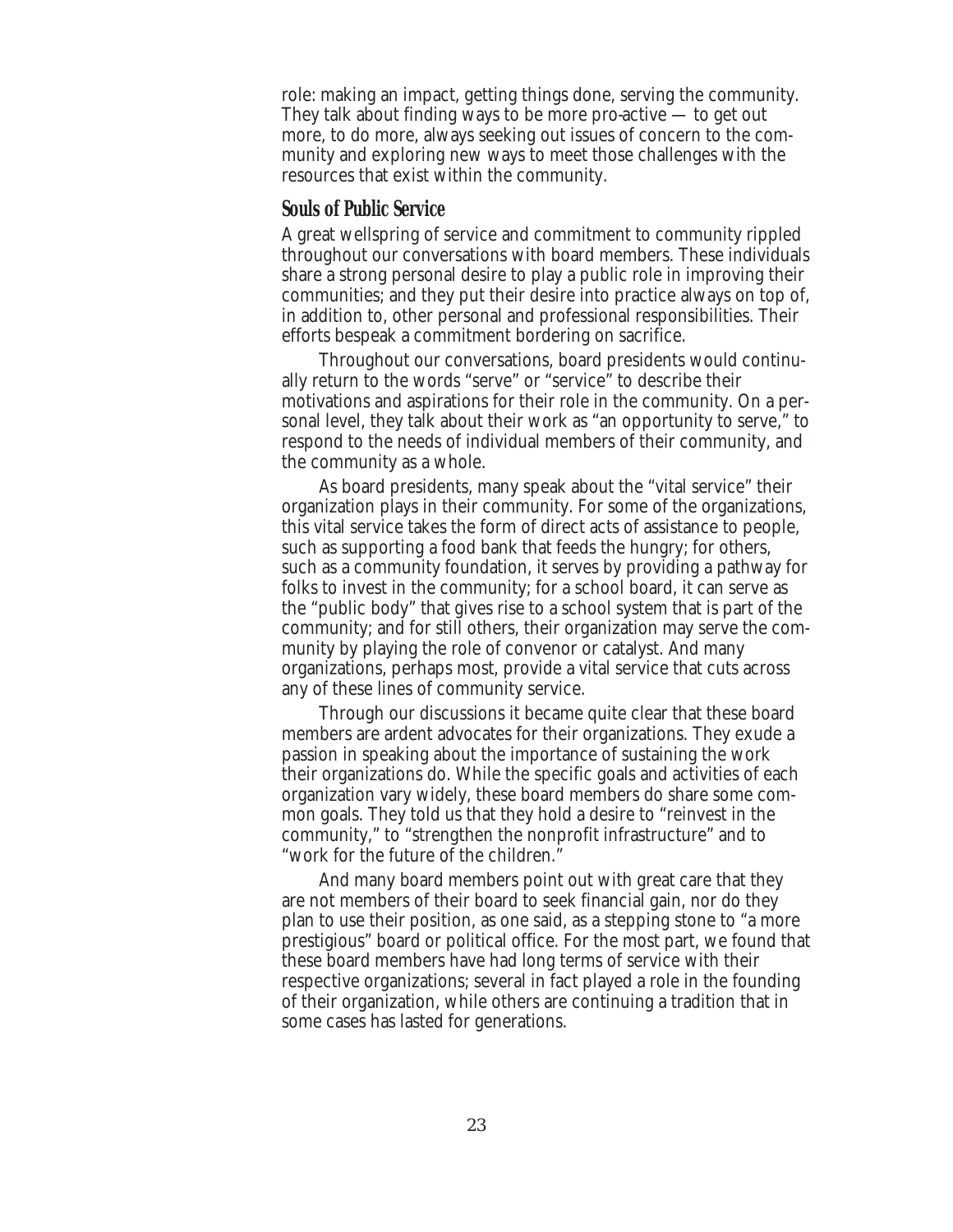role: making an impact, getting things done, serving the community. They talk about finding ways to be more pro-active — to get out more, to do more, always seeking out issues of concern to the community and exploring new ways to meet those challenges with the resources that exist within the community.

## Souls of Public Service

A great wellspring of service and commitment to community rippled throughout our conversations with board members. These individuals share a strong personal desire to play a public role in improving their communities; and they put their desire into practice always on top of, in addition to, other personal and professional responsibilities. Their efforts bespeak a commitment bordering on sacrifice.

Throughout our conversations, board presidents would continually return to the words "serve" or "service" to describe their motivations and aspirations for their role in the community. On a personal level, they talk about their work as "an opportunity to serve," to respond to the needs of individual members of their community, and the community as a whole.

As board presidents, many speak about the "vital service" their organization plays in their community. For some of the organizations, this vital service takes the form of direct acts of assistance to people, such as supporting a food bank that feeds the hungry; for others, such as a community foundation, it serves by providing a pathway for folks to invest in the community; for a school board, it can serve as the "public body" that gives rise to a school system that is part of the community; and for still others, their organization may serve the community by playing the role of convenor or catalyst. And many organizations, perhaps most, provide a vital service that cuts across any of these lines of community service.

Through our discussions it became quite clear that these board members are ardent advocates for their organizations. They exude a passion in speaking about the importance of sustaining the work their organizations do. While the specific goals and activities of each organization vary widely, these board members do share some common goals. They told us that they hold a desire to "reinvest in the community," to "strengthen the nonprofit infrastructure" and to "work for the future of the children."

And many board members point out with great care that they are not members of their board to seek financial gain, nor do they plan to use their position, as one said, as a stepping stone to "a more prestigious" board or political office. For the most part, we found that these board members have had long terms of service with their respective organizations; several in fact played a role in the founding of their organization, while others are continuing a tradition that in some cases has lasted for generations.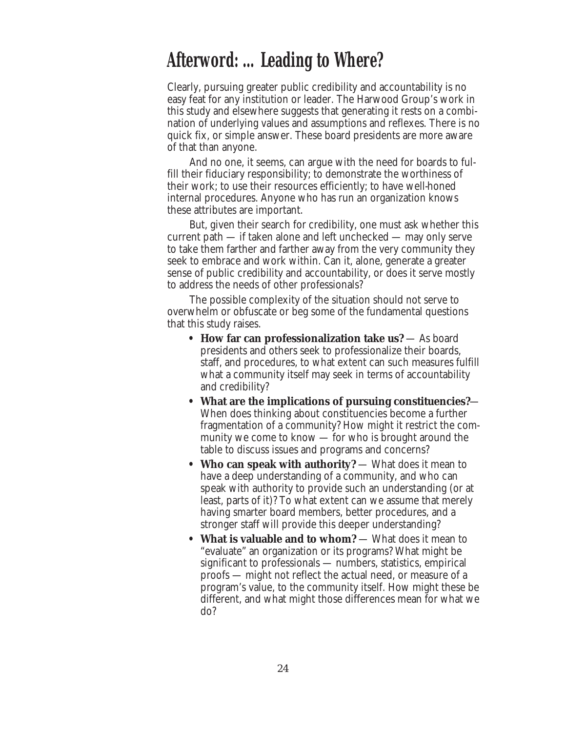# Afterword: ... Leading to Where?

Clearly, pursuing greater public credibility and accountability is no easy feat for any institution or leader. The Harwood Group's work in this study and elsewhere suggests that generating it rests on a combination of underlying values and assumptions and reflexes. There is no quick fix, or simple answer. These board presidents are more aware of that than anyone.

And no one, it seems, can argue with the need for boards to fulfill their fiduciary responsibility; to demonstrate the worthiness of their work; to use their resources efficiently; to have well-honed internal procedures. Anyone who has run an organization knows these attributes are important.

But, given their search for credibility, one must ask whether this current path — if taken alone and left unchecked — may only serve to take them farther and farther away from the very community they seek to embrace and work within. Can it, alone, generate a greater sense of public credibility and accountability, or does it serve mostly to address the needs of other professionals?

The possible complexity of the situation should not serve to overwhelm or obfuscate or beg some of the fundamental questions that this study raises.

- **How far can professionalization take us?** — As board presidents and others seek to professionalize their boards, staff, and procedures, to what extent can such measures fulfill what a community itself may seek in terms of accountability and credibility?
- **What are the implications of pursuing constituencies?**— When does thinking about constituencies become a further fragmentation of a community? How might it restrict the community we come to know — for who is brought around the table to discuss issues and programs and concerns?
- **Who can speak with authority?** — What does it mean to have a deep understanding of a community, and who can speak with authority to provide such an understanding (or at least, parts of it)? To what extent can we assume that merely having smarter board members, better procedures, and a stronger staff will provide this deeper understanding?
- **What is valuable and to whom?** — What does it mean to "evaluate" an organization or its programs? What might be significant to professionals — numbers, statistics, empirical proofs — might not reflect the actual need, or measure of a program's value, to the community itself. How might these be different, and what might those differences mean for what we do?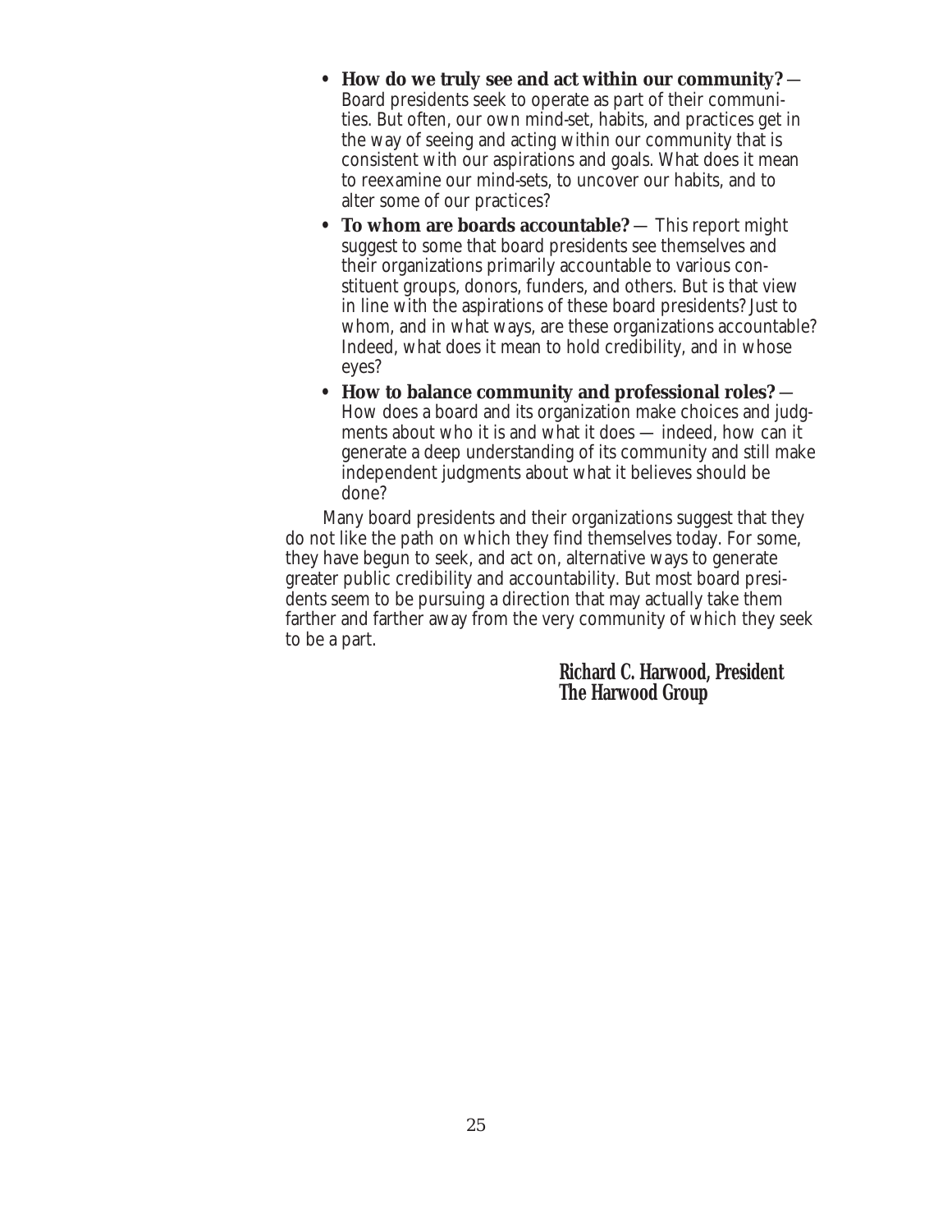- **How do we truly see and act within our community?** — Board presidents seek to operate as part of their communities. But often, our own mind-set, habits, and practices get in the way of seeing and acting within our community that is consistent with our aspirations and goals. What does it mean to reexamine our mind-sets, to uncover our habits, and to alter some of our practices?
- **To whom are boards accountable?** — This report might suggest to some that board presidents see themselves and their organizations primarily accountable to various constituent groups, donors, funders, and others. But is that view in line with the aspirations of these board presidents? Just to whom, and in what ways, are these organizations accountable? Indeed, what does it mean to hold credibility, and in whose eyes?
- **How to balance community and professional roles?** — How does a board and its organization make choices and judgments about who it is and what it does — indeed, how can it generate a deep understanding of its community and still make independent judgments about what it believes should be done?

Many board presidents and their organizations suggest that they do not like the path on which they find themselves today. For some, they have begun to seek, and act on, alternative ways to generate greater public credibility and accountability. But most board presidents seem to be pursuing a direction that may actually take them farther and farther away from the very community of which they seek to be a part.

**Richard C. Harwood, President**
**The Harwood Group**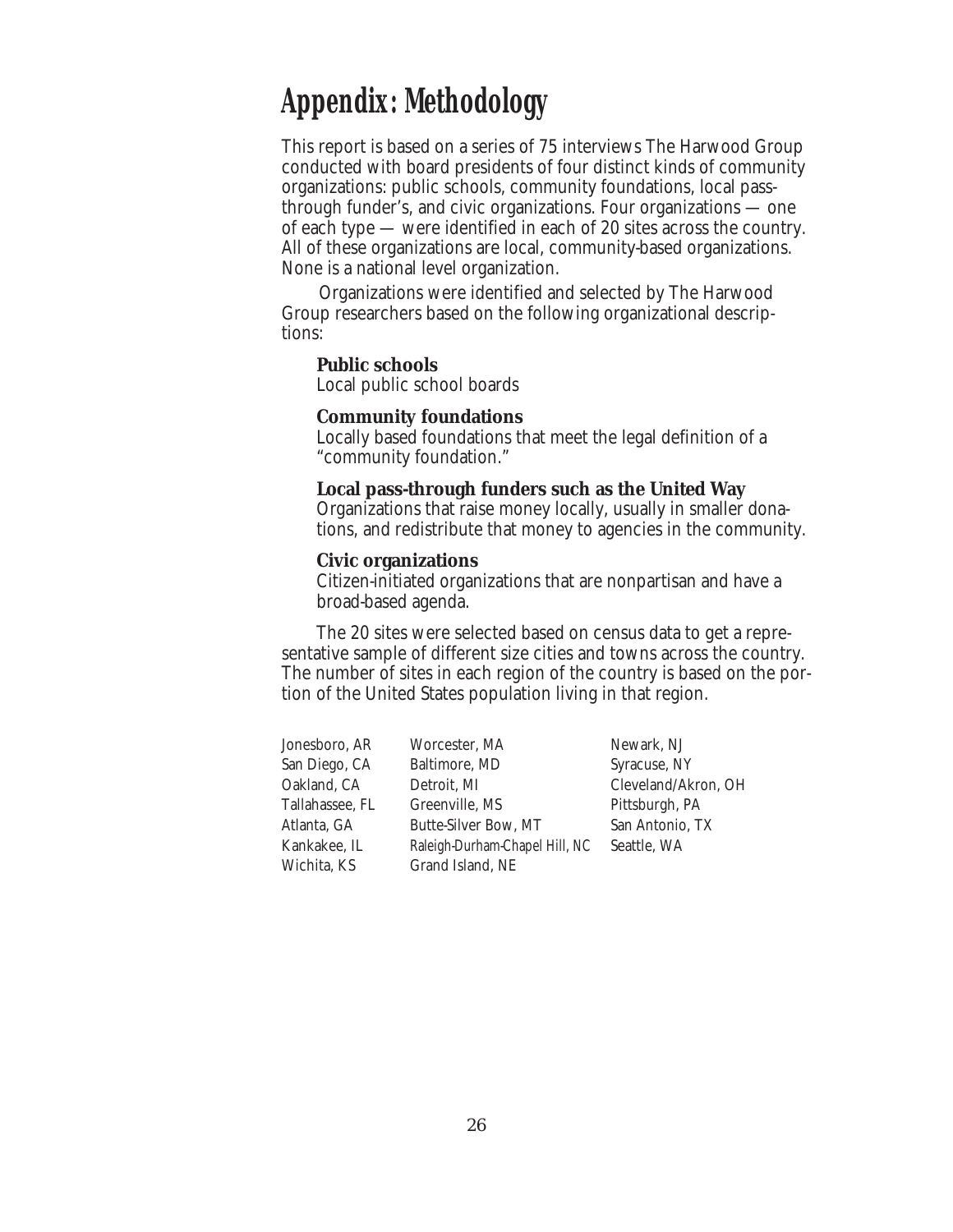# Appendix: Methodology

This report is based on a series of 75 interviews The Harwood Group conducted with board presidents of four distinct kinds of community organizations: public schools, community foundations, local pass-through funder's, and civic organizations. Four organizations — one of each type — were identified in each of 20 sites across the country. All of these organizations are local, community-based organizations. None is a national level organization.

Organizations were identified and selected by The Harwood Group researchers based on the following organizational descriptions:

**Public schools**
Local public school boards

**Community foundations**
Locally based foundations that meet the legal definition of a "community foundation."

**Local pass-through funders such as the United Way**
Organizations that raise money locally, usually in smaller donations, and redistribute that money to agencies in the community.

**Civic organizations**
Citizen-initiated organizations that are nonpartisan and have a broad-based agenda.

The 20 sites were selected based on census data to get a representative sample of different size cities and towns across the country. The number of sites in each region of the country is based on the portion of the United States population living in that region.

- Jonesboro, AR
- San Diego, CA
- Oakland, CA
- Tallahassee, FL
- Atlanta, GA
- Kankakee, IL
- Wichita, KS
- Worcester, MA
- Baltimore, MD
- Detroit, MI
- Greenville, MS
- Butte-Silver Bow, MT
- Raleigh-Durham-Chapel Hill, NC
- Grand Island, NE
- Newark, NJ
- Syracuse, NY
- Cleveland/Akron, OH
- Pittsburgh, PA
- San Antonio, TX
- Seattle, WA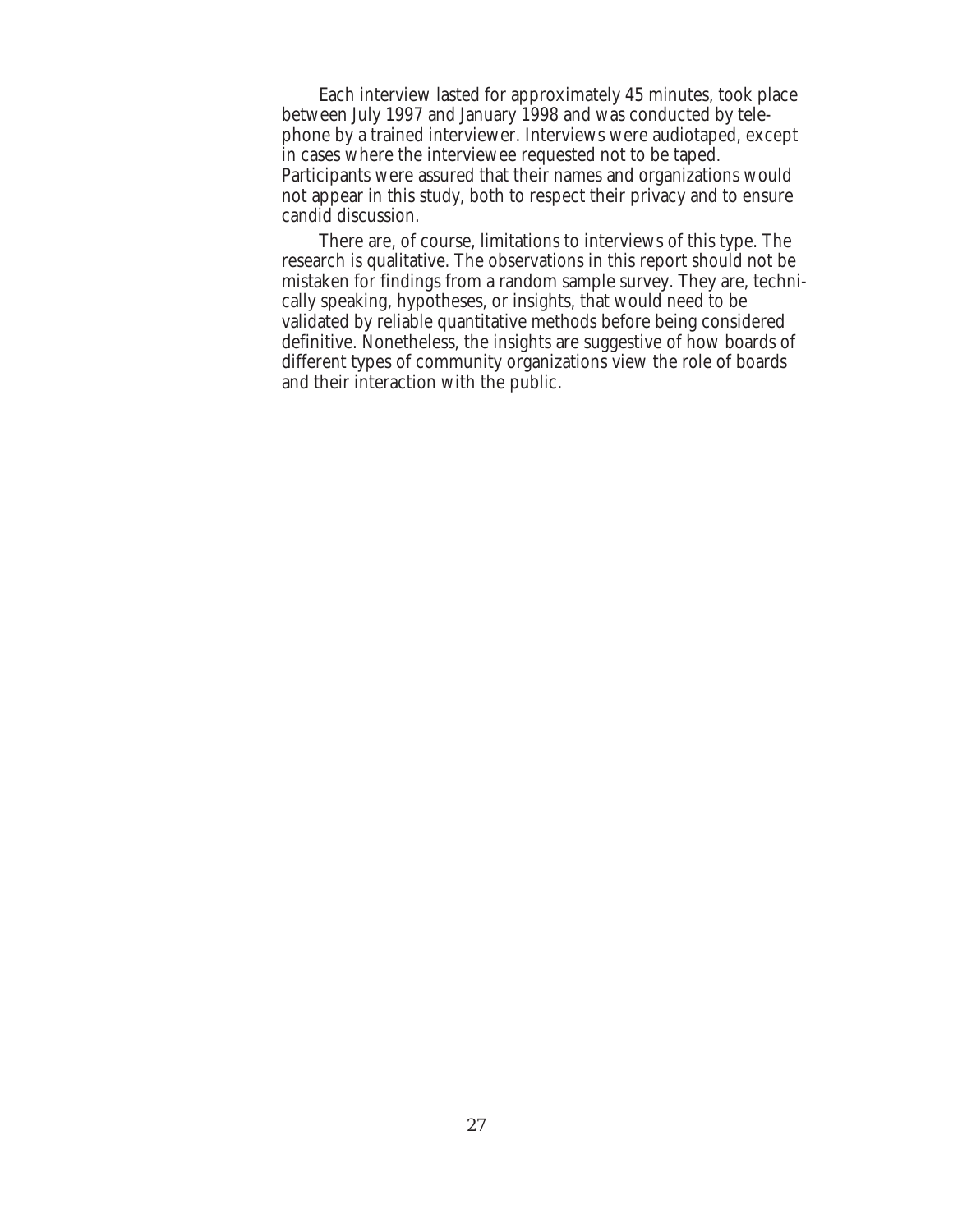Each interview lasted for approximately 45 minutes, took place between July 1997 and January 1998 and was conducted by telephone by a trained interviewer. Interviews were audiotaped, except in cases where the interviewee requested not to be taped. Participants were assured that their names and organizations would not appear in this study, both to respect their privacy and to ensure candid discussion.

There are, of course, limitations to interviews of this type. The research is qualitative. The observations in this report should not be mistaken for findings from a random sample survey. They are, technically speaking, hypotheses, or insights, that would need to be validated by reliable quantitative methods before being considered definitive. Nonetheless, the insights are suggestive of how boards of different types of community organizations view the role of boards and their interaction with the public.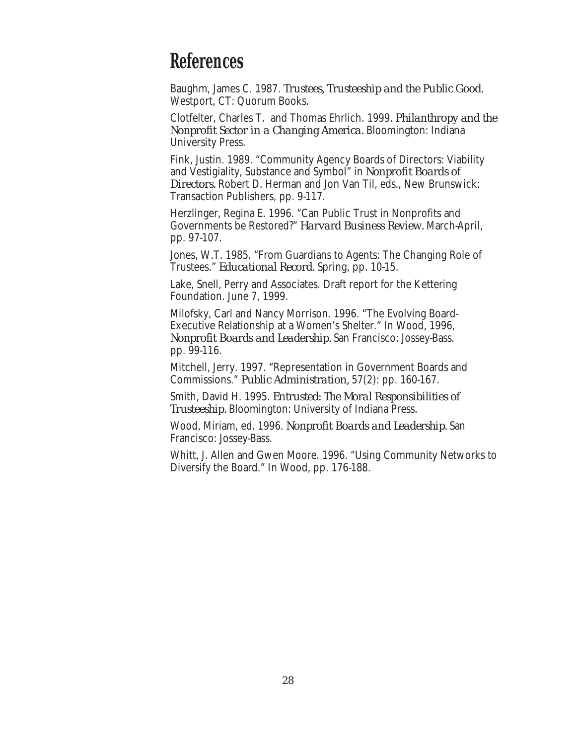# References

Baughm, James C. 1987. *Trustees, Trusteeship and the Public Good.* Westport, CT: Quorum Books.

Clotfelter, Charles T. and Thomas Ehrlich. 1999. *Philanthropy and the Nonprofit Sector in a Changing America.* Bloomington: Indiana University Press.

Fink, Justin. 1989. "Community Agency Boards of Directors: Viability and Vestigiality, Substance and Symbol" in *Nonprofit Boards of Directors.* Robert D. Herman and Jon Van Til, eds., New Brunswick: Transaction Publishers, pp. 9-117.

Herzlinger, Regina E. 1996. "Can Public Trust in Nonprofits and Governments be Restored?" *Harvard Business Review.* March-April, pp. 97-107.

Jones, W.T. 1985. "From Guardians to Agents: The Changing Role of Trustees." *Educational Record.* Spring, pp. 10-15.

Lake, Snell, Perry and Associates. Draft report for the Kettering Foundation. June 7, 1999.

Milofsky, Carl and Nancy Morrison. 1996. "The Evolving Board-Executive Relationship at a Women's Shelter." In Wood, 1996, *Nonprofit Boards and Leadership.* San Francisco: Jossey-Bass. pp. 99-116.

Mitchell, Jerry. 1997. "Representation in Government Boards and Commissions." *Public Administration,* 57(2): pp. 160-167.

Smith, David H. 1995. *Entrusted: The Moral Responsibilities of Trusteeship.* Bloomington: University of Indiana Press.

Wood, Miriam, ed. 1996. *Nonprofit Boards and Leadership.* San Francisco: Jossey-Bass.

Whitt, J. Allen and Gwen Moore. 1996. "Using Community Networks to Diversify the Board." In Wood, pp. 176-188.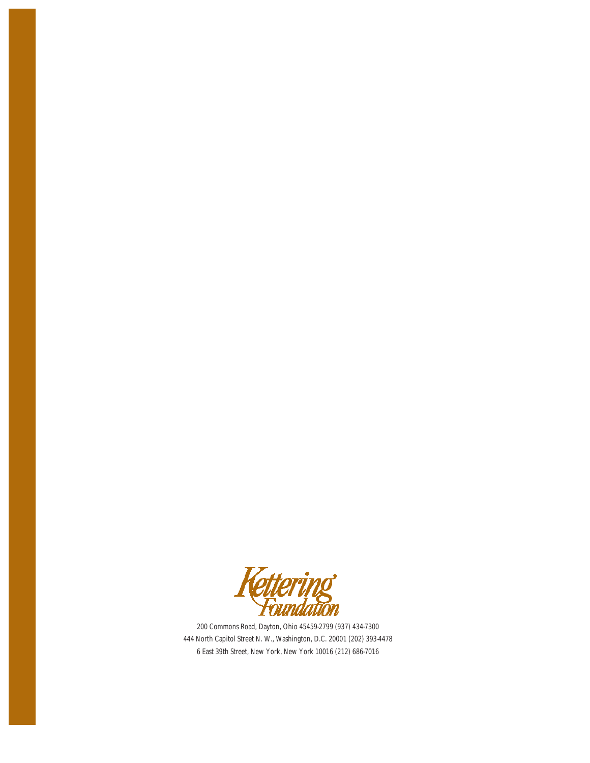Kettering Foundation

200 Commons Road, Dayton, Ohio 45459-2799 (937) 434-7300
444 North Capitol Street N. W., Washington, D.C. 20001 (202) 393-4478
6 East 39th Street, New York, New York 10016 (212) 686-7016